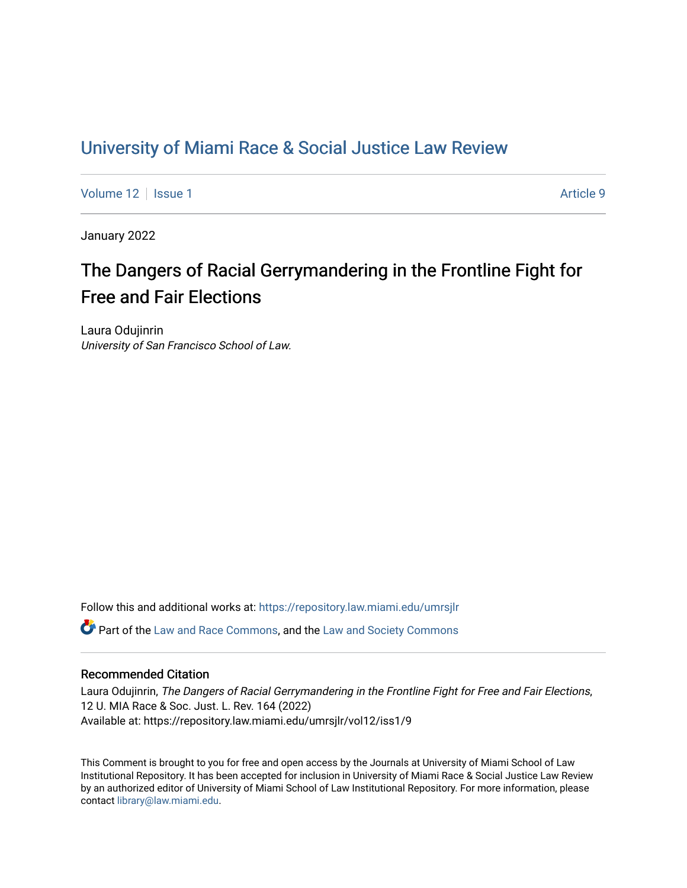# University of Miami Race & Social Justice Law Review

Volume 12 | Issue 1 | Article 9

January 2022

## The Dangers of Racial Gerrymandering in the Frontline Fight for Free and Fair Elections

Laura Odujinrin
*University of San Francisco School of Law.*

Follow this and additional works at: https://repository.law.miami.edu/umrsjlr

Part of the Law and Race Commons, and the Law and Society Commons

### Recommended Citation

Laura Odujinrin, *The Dangers of Racial Gerrymandering in the Frontline Fight for Free and Fair Elections*, 12 U. MIA Race & Soc. Just. L. Rev. 164 (2022)
Available at: https://repository.law.miami.edu/umrsjlr/vol12/iss1/9

This Comment is brought to you for free and open access by the Journals at University of Miami School of Law Institutional Repository. It has been accepted for inclusion in University of Miami Race & Social Justice Law Review by an authorized editor of University of Miami School of Law Institutional Repository. For more information, please contact library@law.miami.edu.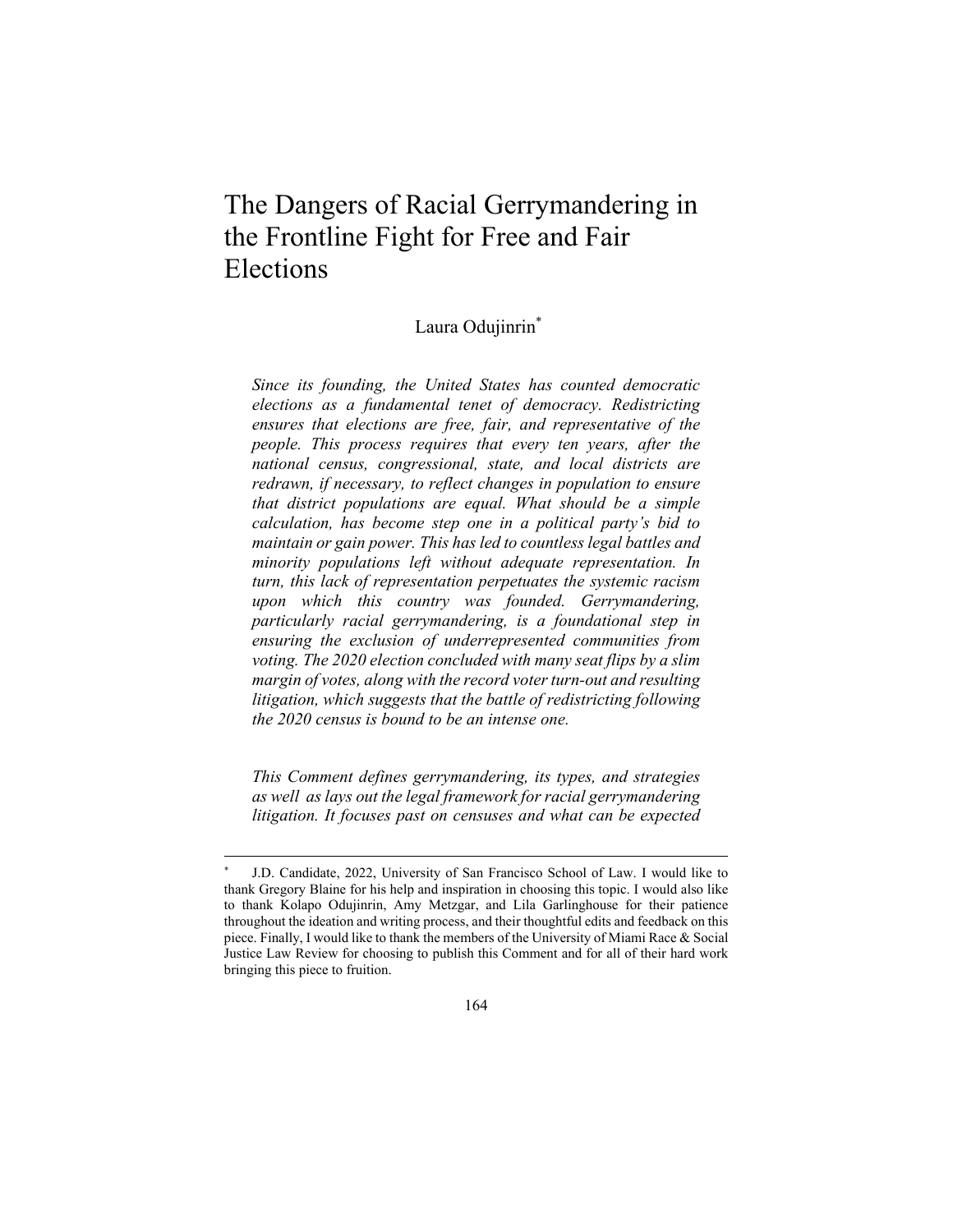# The Dangers of Racial Gerrymandering in the Frontline Fight for Free and Fair Elections

Laura Odujinrin*

*Since its founding, the United States has counted democratic elections as a fundamental tenet of democracy. Redistricting ensures that elections are free, fair, and representative of the people. This process requires that every ten years, after the national census, congressional, state, and local districts are redrawn, if necessary, to reflect changes in population to ensure that district populations are equal. What should be a simple calculation, has become step one in a political party's bid to maintain or gain power. This has led to countless legal battles and minority populations left without adequate representation. In turn, this lack of representation perpetuates the systemic racism upon which this country was founded. Gerrymandering, particularly racial gerrymandering, is a foundational step in ensuring the exclusion of underrepresented communities from voting. The 2020 election concluded with many seat flips by a slim margin of votes, along with the record voter turn-out and resulting litigation, which suggests that the battle of redistricting following the 2020 census is bound to be an intense one.*

*This Comment defines gerrymandering, its types, and strategies as well as lays out the legal framework for racial gerrymandering litigation. It focuses past on censuses and what can be expected*

---

* J.D. Candidate, 2022, University of San Francisco School of Law. I would like to thank Gregory Blaine for his help and inspiration in choosing this topic. I would also like to thank Kolapo Odujinrin, Amy Metzgar, and Lila Garlinghouse for their patience throughout the ideation and writing process, and their thoughtful edits and feedback on this piece. Finally, I would like to thank the members of the University of Miami Race & Social Justice Law Review for choosing to publish this Comment and for all of their hard work bringing this piece to fruition.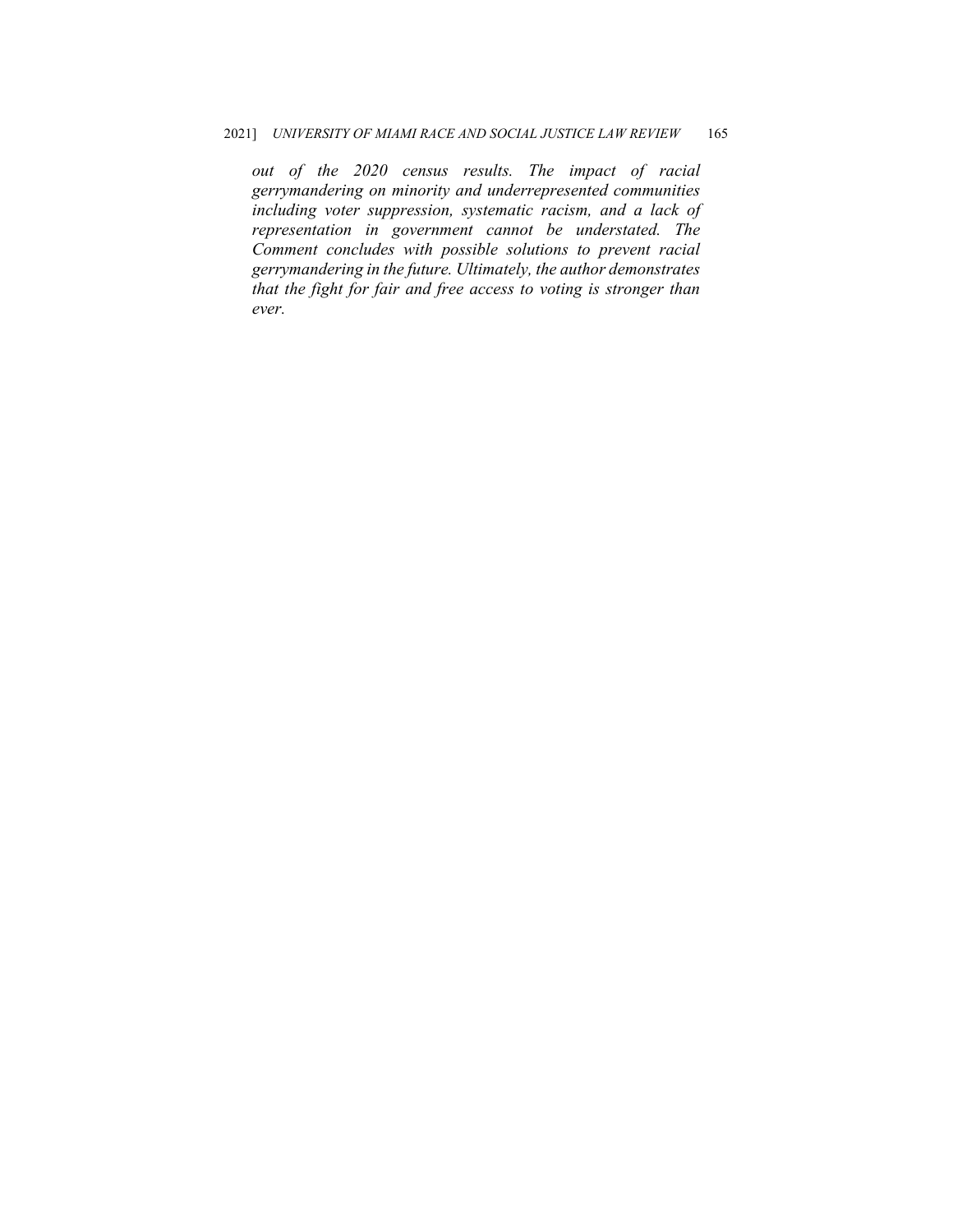*out of the 2020 census results. The impact of racial gerrymandering on minority and underrepresented communities including voter suppression, systematic racism, and a lack of representation in government cannot be understated. The Comment concludes with possible solutions to prevent racial gerrymandering in the future. Ultimately, the author demonstrates that the fight for fair and free access to voting is stronger than ever.*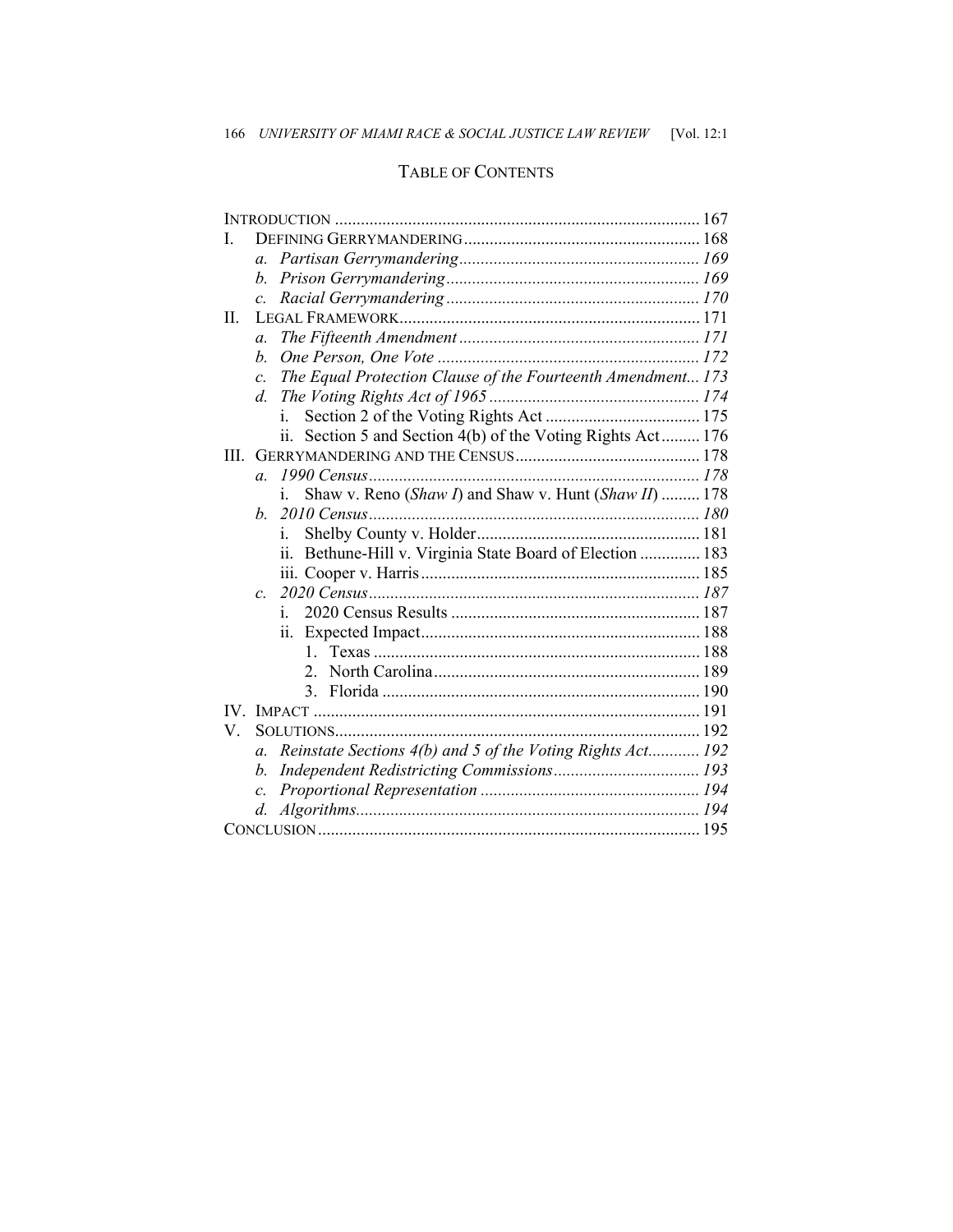## TABLE OF CONTENTS

- INTRODUCTION ..... 167
- I. DEFINING GERRYMANDERING ..... 168
  - *a. Partisan Gerrymandering ..... 169*
  - *b. Prison Gerrymandering ..... 169*
  - *c. Racial Gerrymandering ..... 170*
- II. LEGAL FRAMEWORK ..... 171
  - *a. The Fifteenth Amendment ..... 171*
  - *b. One Person, One Vote ..... 172*
  - *c. The Equal Protection Clause of the Fourteenth Amendment ..... 173*
  - *d. The Voting Rights Act of 1965 ..... 174*
    - i. Section 2 of the Voting Rights Act ..... 175
    - ii. Section 5 and Section 4(b) of the Voting Rights Act ..... 176
- III. GERRYMANDERING AND THE CENSUS ..... 178
  - *a. 1990 Census ..... 178*
    - i. Shaw v. Reno (*Shaw I*) and Shaw v. Hunt (*Shaw II*) ..... 178
  - *b. 2010 Census ..... 180*
    - i. Shelby County v. Holder ..... 181
    - ii. Bethune-Hill v. Virginia State Board of Election ..... 183
    - iii. Cooper v. Harris ..... 185
  - *c. 2020 Census ..... 187*
    - i. 2020 Census Results ..... 187
    - ii. Expected Impact ..... 188
      1. Texas ..... 188
      2. North Carolina ..... 189
      3. Florida ..... 190
- IV. IMPACT ..... 191
- V. SOLUTIONS ..... 192
  - *a. Reinstate Sections 4(b) and 5 of the Voting Rights Act ..... 192*
  - *b. Independent Redistricting Commissions ..... 193*
  - *c. Proportional Representation ..... 194*
  - *d. Algorithms ..... 194*
- CONCLUSION ..... 195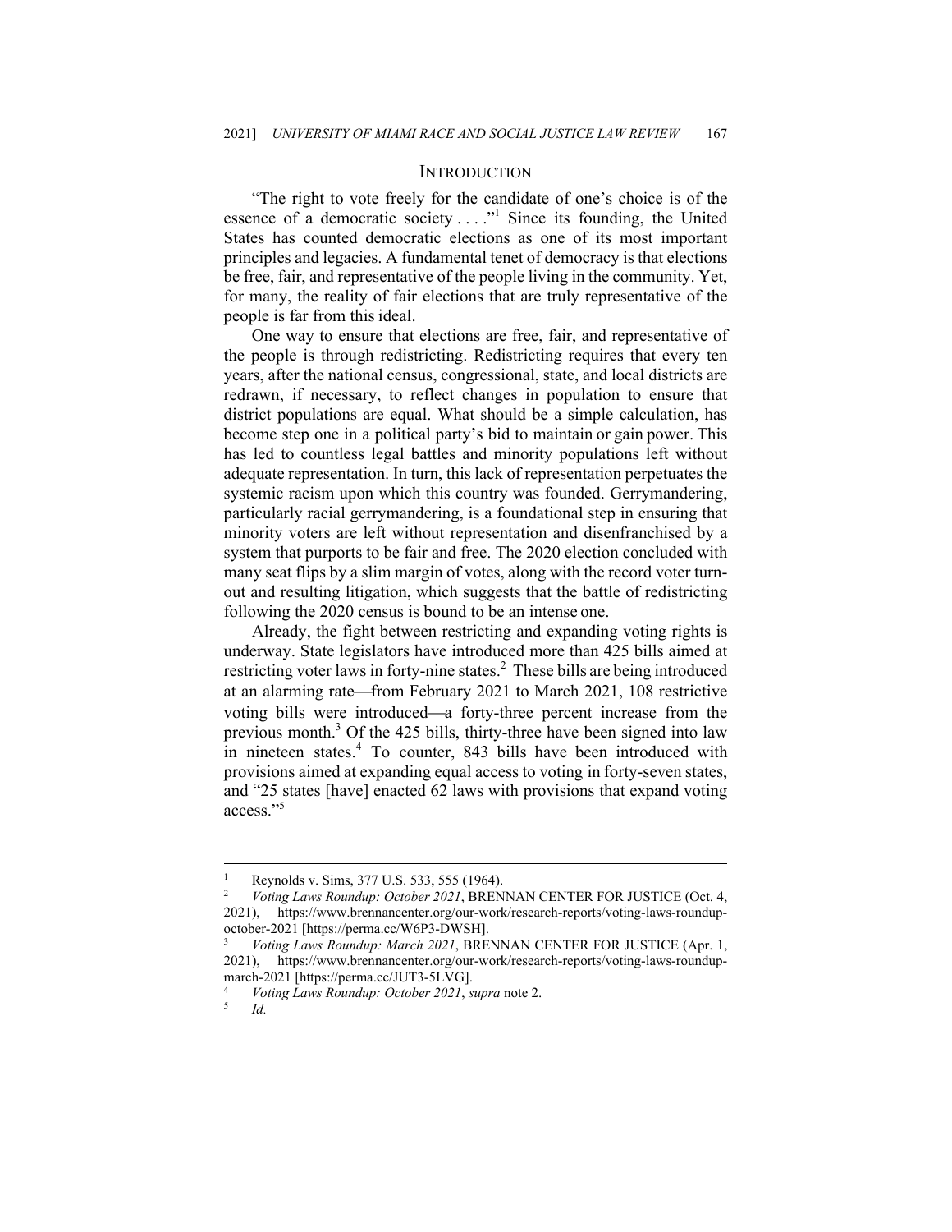## INTRODUCTION

"The right to vote freely for the candidate of one's choice is of the essence of a democratic society . . . ."[1] Since its founding, the United States has counted democratic elections as one of its most important principles and legacies. A fundamental tenet of democracy is that elections be free, fair, and representative of the people living in the community. Yet, for many, the reality of fair elections that are truly representative of the people is far from this ideal.

One way to ensure that elections are free, fair, and representative of the people is through redistricting. Redistricting requires that every ten years, after the national census, congressional, state, and local districts are redrawn, if necessary, to reflect changes in population to ensure that district populations are equal. What should be a simple calculation, has become step one in a political party's bid to maintain or gain power. This has led to countless legal battles and minority populations left without adequate representation. In turn, this lack of representation perpetuates the systemic racism upon which this country was founded. Gerrymandering, particularly racial gerrymandering, is a foundational step in ensuring that minority voters are left without representation and disenfranchised by a system that purports to be fair and free. The 2020 election concluded with many seat flips by a slim margin of votes, along with the record voter turnout and resulting litigation, which suggests that the battle of redistricting following the 2020 census is bound to be an intense one.

Already, the fight between restricting and expanding voting rights is underway. State legislators have introduced more than 425 bills aimed at restricting voter laws in forty-nine states.[2] These bills are being introduced at an alarming rate—from February 2021 to March 2021, 108 restrictive voting bills were introduced—a forty-three percent increase from the previous month.[3] Of the 425 bills, thirty-three have been signed into law in nineteen states.[4] To counter, 843 bills have been introduced with provisions aimed at expanding equal access to voting in forty-seven states, and "25 states [have] enacted 62 laws with provisions that expand voting access."[5]

---

[1] Reynolds v. Sims, 377 U.S. 533, 555 (1964).

[2] *Voting Laws Roundup: October 2021*, BRENNAN CENTER FOR JUSTICE (Oct. 4, 2021), https://www.brennancenter.org/our-work/research-reports/voting-laws-roundup-october-2021 [https://perma.cc/W6P3-DWSH].

[3] *Voting Laws Roundup: March 2021*, BRENNAN CENTER FOR JUSTICE (Apr. 1, 2021), https://www.brennancenter.org/our-work/research-reports/voting-laws-roundup-march-2021 [https://perma.cc/JUT3-5LVG].

[4] *Voting Laws Roundup: October 2021*, *supra* note 2.

[5] *Id.*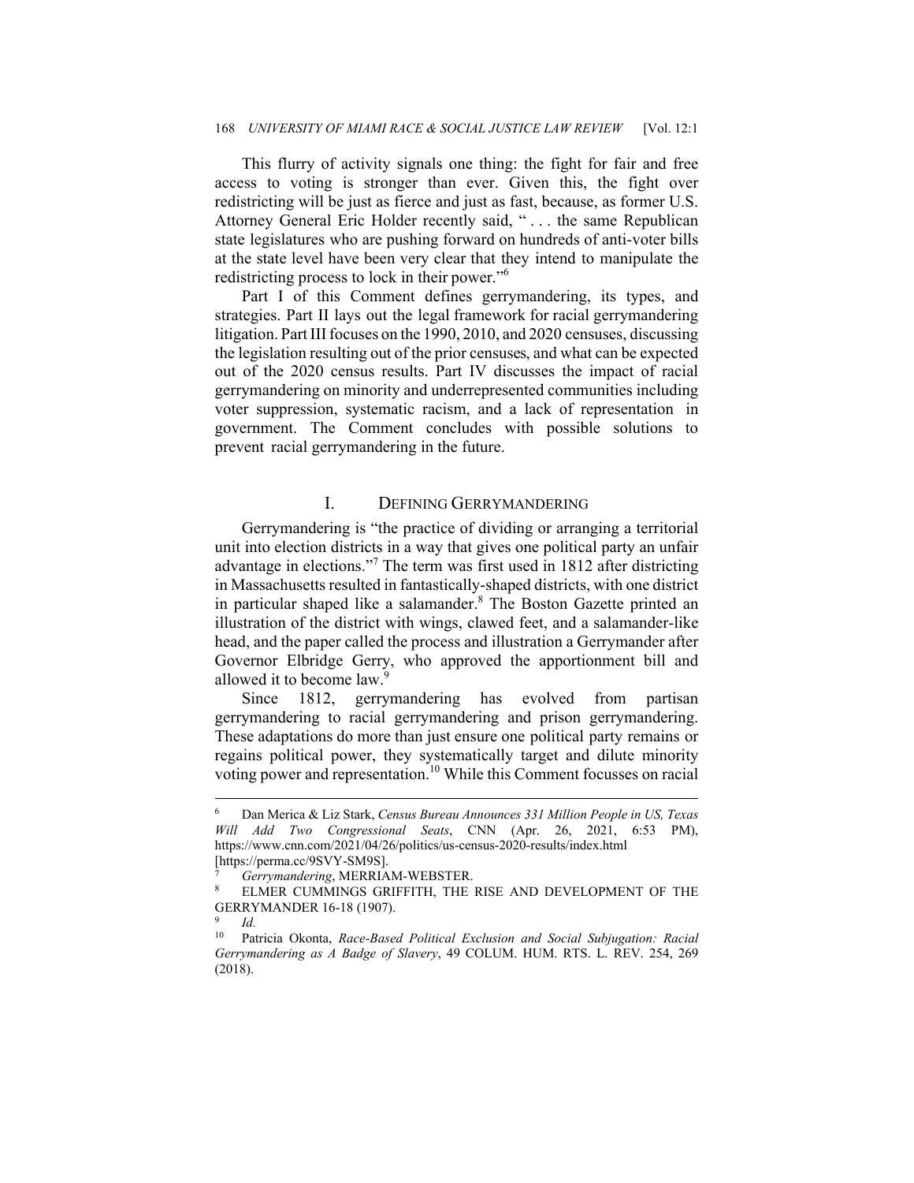This flurry of activity signals one thing: the fight for fair and free access to voting is stronger than ever. Given this, the fight over redistricting will be just as fierce and just as fast, because, as former U.S. Attorney General Eric Holder recently said, " . . . the same Republican state legislatures who are pushing forward on hundreds of anti-voter bills at the state level have been very clear that they intend to manipulate the redistricting process to lock in their power."[6]

Part I of this Comment defines gerrymandering, its types, and strategies. Part II lays out the legal framework for racial gerrymandering litigation. Part III focuses on the 1990, 2010, and 2020 censuses, discussing the legislation resulting out of the prior censuses, and what can be expected out of the 2020 census results. Part IV discusses the impact of racial gerrymandering on minority and underrepresented communities including voter suppression, systematic racism, and a lack of representation in government. The Comment concludes with possible solutions to prevent racial gerrymandering in the future.

## I. DEFINING GERRYMANDERING

Gerrymandering is "the practice of dividing or arranging a territorial unit into election districts in a way that gives one political party an unfair advantage in elections."[7] The term was first used in 1812 after districting in Massachusetts resulted in fantastically-shaped districts, with one district in particular shaped like a salamander.[8] The Boston Gazette printed an illustration of the district with wings, clawed feet, and a salamander-like head, and the paper called the process and illustration a Gerrymander after Governor Elbridge Gerry, who approved the apportionment bill and allowed it to become law.[9]

Since 1812, gerrymandering has evolved from partisan gerrymandering to racial gerrymandering and prison gerrymandering. These adaptations do more than just ensure one political party remains or regains political power, they systematically target and dilute minority voting power and representation.[10] While this Comment focusses on racial

---

[6] Dan Merica & Liz Stark, *Census Bureau Announces 331 Million People in US, Texas Will Add Two Congressional Seats*, CNN (Apr. 26, 2021, 6:53 PM), https://www.cnn.com/2021/04/26/politics/us-census-2020-results/index.html [https://perma.cc/9SVY-SM9S].

[7] *Gerrymandering*, MERRIAM-WEBSTER.

[8] ELMER CUMMINGS GRIFFITH, THE RISE AND DEVELOPMENT OF THE GERRYMANDER 16-18 (1907).

[9] *Id.*

[10] Patricia Okonta, *Race-Based Political Exclusion and Social Subjugation: Racial Gerrymandering as A Badge of Slavery*, 49 COLUM. HUM. RTS. L. REV. 254, 269 (2018).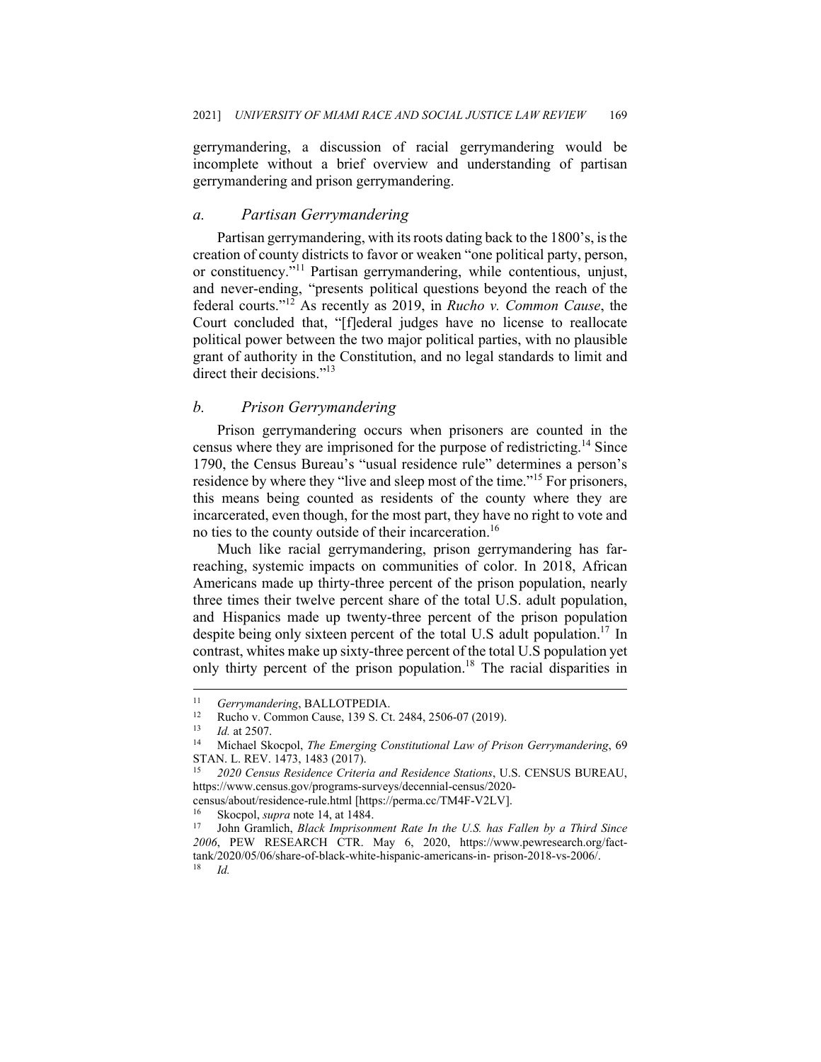gerrymandering, a discussion of racial gerrymandering would be incomplete without a brief overview and understanding of partisan gerrymandering and prison gerrymandering.

### *a. Partisan Gerrymandering*

Partisan gerrymandering, with its roots dating back to the 1800's, is the creation of county districts to favor or weaken "one political party, person, or constituency."[11] Partisan gerrymandering, while contentious, unjust, and never-ending, "presents political questions beyond the reach of the federal courts."[12] As recently as 2019, in *Rucho v. Common Cause*, the Court concluded that, "[f]ederal judges have no license to reallocate political power between the two major political parties, with no plausible grant of authority in the Constitution, and no legal standards to limit and direct their decisions."[13]

### *b. Prison Gerrymandering*

Prison gerrymandering occurs when prisoners are counted in the census where they are imprisoned for the purpose of redistricting.[14] Since 1790, the Census Bureau's "usual residence rule" determines a person's residence by where they "live and sleep most of the time."[15] For prisoners, this means being counted as residents of the county where they are incarcerated, even though, for the most part, they have no right to vote and no ties to the county outside of their incarceration.[16]

Much like racial gerrymandering, prison gerrymandering has far-reaching, systemic impacts on communities of color. In 2018, African Americans made up thirty-three percent of the prison population, nearly three times their twelve percent share of the total U.S. adult population, and Hispanics made up twenty-three percent of the prison population despite being only sixteen percent of the total U.S adult population.[17] In contrast, whites make up sixty-three percent of the total U.S population yet only thirty percent of the prison population.[18] The racial disparities in

---

[11] *Gerrymandering*, BALLOTPEDIA.

[12] Rucho v. Common Cause, 139 S. Ct. 2484, 2506-07 (2019).

[13] *Id.* at 2507.

[14] Michael Skocpol, *The Emerging Constitutional Law of Prison Gerrymandering*, 69 STAN. L. REV. 1473, 1483 (2017).

[15] *2020 Census Residence Criteria and Residence Stations*, U.S. CENSUS BUREAU, https://www.census.gov/programs-surveys/decennial-census/2020-census/about/residence-rule.html [https://perma.cc/TM4F-V2LV].

[16] Skocpol, *supra* note 14, at 1484.

[17] John Gramlich, *Black Imprisonment Rate In the U.S. has Fallen by a Third Since 2006*, PEW RESEARCH CTR. May 6, 2020, https://www.pewresearch.org/fact-tank/2020/05/06/share-of-black-white-hispanic-americans-in- prison-2018-vs-2006/.

[18] *Id.*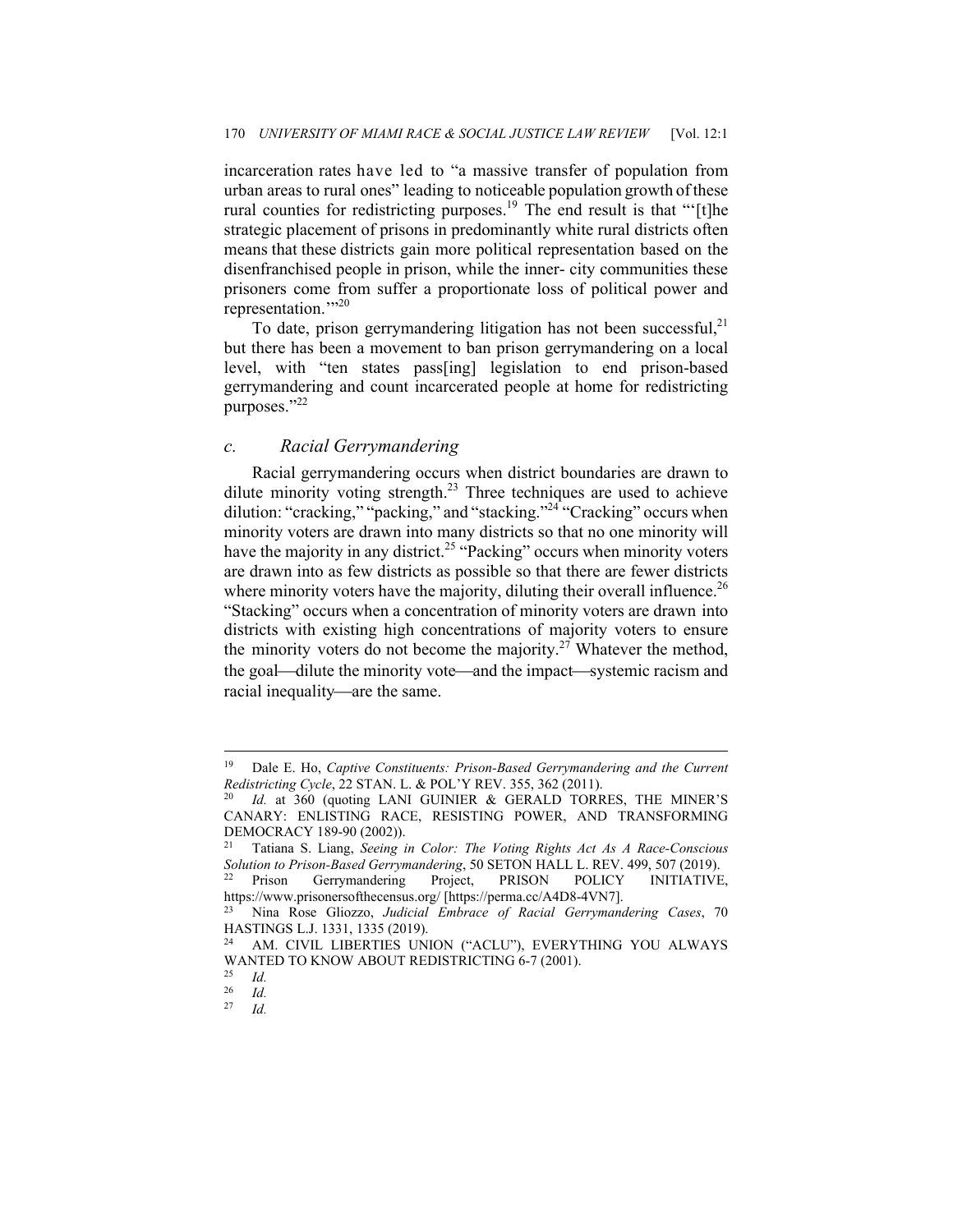incarceration rates have led to "a massive transfer of population from urban areas to rural ones" leading to noticeable population growth of these rural counties for redistricting purposes.[19] The end result is that "'[t]he strategic placement of prisons in predominantly white rural districts often means that these districts gain more political representation based on the disenfranchised people in prison, while the inner- city communities these prisoners come from suffer a proportionate loss of political power and representation.'"[20]

To date, prison gerrymandering litigation has not been successful,[21] but there has been a movement to ban prison gerrymandering on a local level, with "ten states pass[ing] legislation to end prison-based gerrymandering and count incarcerated people at home for redistricting purposes."[22]

### *c. Racial Gerrymandering*

Racial gerrymandering occurs when district boundaries are drawn to dilute minority voting strength.[23] Three techniques are used to achieve dilution: "cracking," "packing," and "stacking."[24] "Cracking" occurs when minority voters are drawn into many districts so that no one minority will have the majority in any district.[25] "Packing" occurs when minority voters are drawn into as few districts as possible so that there are fewer districts where minority voters have the majority, diluting their overall influence.[26] "Stacking" occurs when a concentration of minority voters are drawn into districts with existing high concentrations of majority voters to ensure the minority voters do not become the majority.[27] Whatever the method, the goal—dilute the minority vote—and the impact—systemic racism and racial inequality—are the same.

---

[19] Dale E. Ho, *Captive Constituents: Prison-Based Gerrymandering and the Current Redistricting Cycle*, 22 STAN. L. & POL'Y REV. 355, 362 (2011).

[20] *Id.* at 360 (quoting LANI GUINIER & GERALD TORRES, THE MINER'S CANARY: ENLISTING RACE, RESISTING POWER, AND TRANSFORMING DEMOCRACY 189-90 (2002)).

[21] Tatiana S. Liang, *Seeing in Color: The Voting Rights Act As A Race-Conscious Solution to Prison-Based Gerrymandering*, 50 SETON HALL L. REV. 499, 507 (2019).

[22] Prison Gerrymandering Project, PRISON POLICY INITIATIVE, https://www.prisonersofthecensus.org/ [https://perma.cc/A4D8-4VN7].

[23] Nina Rose Gliozzo, *Judicial Embrace of Racial Gerrymandering Cases*, 70 HASTINGS L.J. 1331, 1335 (2019).

[24] AM. CIVIL LIBERTIES UNION ("ACLU"), EVERYTHING YOU ALWAYS WANTED TO KNOW ABOUT REDISTRICTING 6-7 (2001).

[25] *Id.*

[26] *Id.*

[27] *Id.*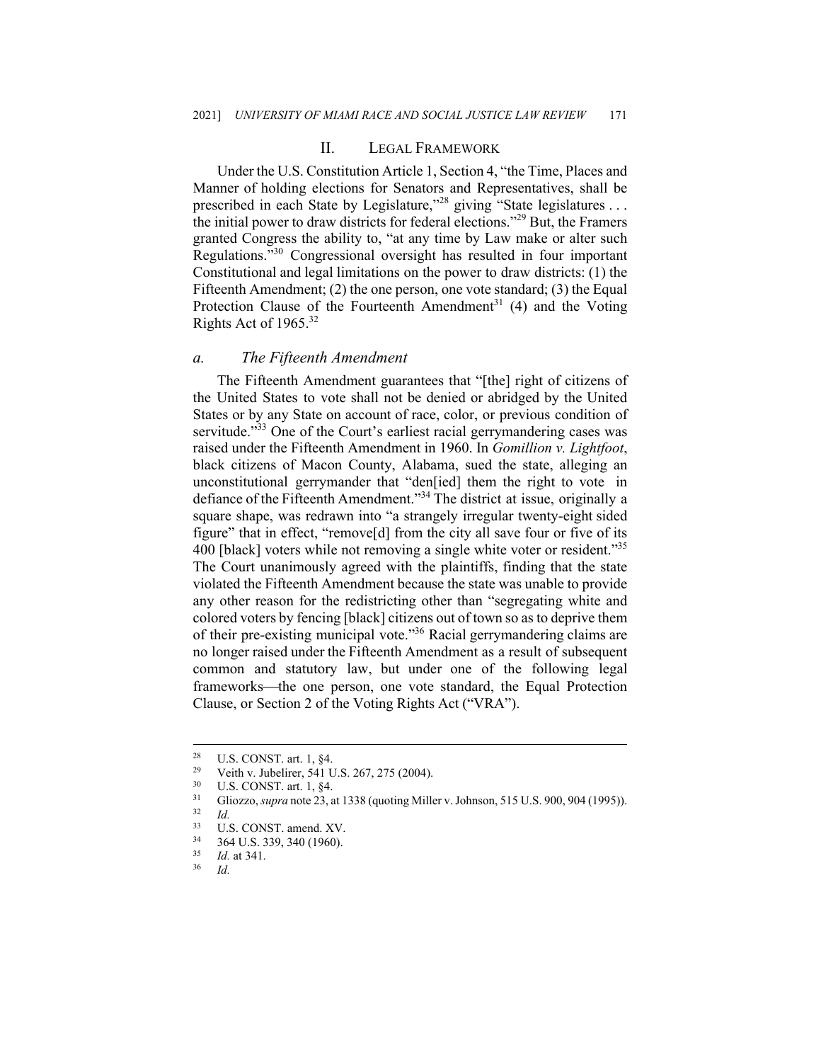## II. LEGAL FRAMEWORK

Under the U.S. Constitution Article 1, Section 4, "the Time, Places and Manner of holding elections for Senators and Representatives, shall be prescribed in each State by Legislature,"[28] giving "State legislatures . . . the initial power to draw districts for federal elections."[29] But, the Framers granted Congress the ability to, "at any time by Law make or alter such Regulations."[30] Congressional oversight has resulted in four important Constitutional and legal limitations on the power to draw districts: (1) the Fifteenth Amendment; (2) the one person, one vote standard; (3) the Equal Protection Clause of the Fourteenth Amendment[31] (4) and the Voting Rights Act of 1965.[32]

### *a. The Fifteenth Amendment*

The Fifteenth Amendment guarantees that "[the] right of citizens of the United States to vote shall not be denied or abridged by the United States or by any State on account of race, color, or previous condition of servitude."[33] One of the Court's earliest racial gerrymandering cases was raised under the Fifteenth Amendment in 1960. In *Gomillion v. Lightfoot*, black citizens of Macon County, Alabama, sued the state, alleging an unconstitutional gerrymander that "den[ied] them the right to vote in defiance of the Fifteenth Amendment."[34] The district at issue, originally a square shape, was redrawn into "a strangely irregular twenty-eight sided figure" that in effect, "remove[d] from the city all save four or five of its 400 [black] voters while not removing a single white voter or resident."[35] The Court unanimously agreed with the plaintiffs, finding that the state violated the Fifteenth Amendment because the state was unable to provide any other reason for the redistricting other than "segregating white and colored voters by fencing [black] citizens out of town so as to deprive them of their pre-existing municipal vote."[36] Racial gerrymandering claims are no longer raised under the Fifteenth Amendment as a result of subsequent common and statutory law, but under one of the following legal frameworks—the one person, one vote standard, the Equal Protection Clause, or Section 2 of the Voting Rights Act ("VRA").

---

[28] U.S. CONST. art. 1, §4.

[29] Veith v. Jubelirer, 541 U.S. 267, 275 (2004).

[30] U.S. CONST. art. 1, §4.

[31] Gliozzo, *supra* note 23, at 1338 (quoting Miller v. Johnson, 515 U.S. 900, 904 (1995)).

[32] *Id.*

[33] U.S. CONST. amend. XV.

[34] 364 U.S. 339, 340 (1960).

[35] *Id.* at 341.

[36] *Id.*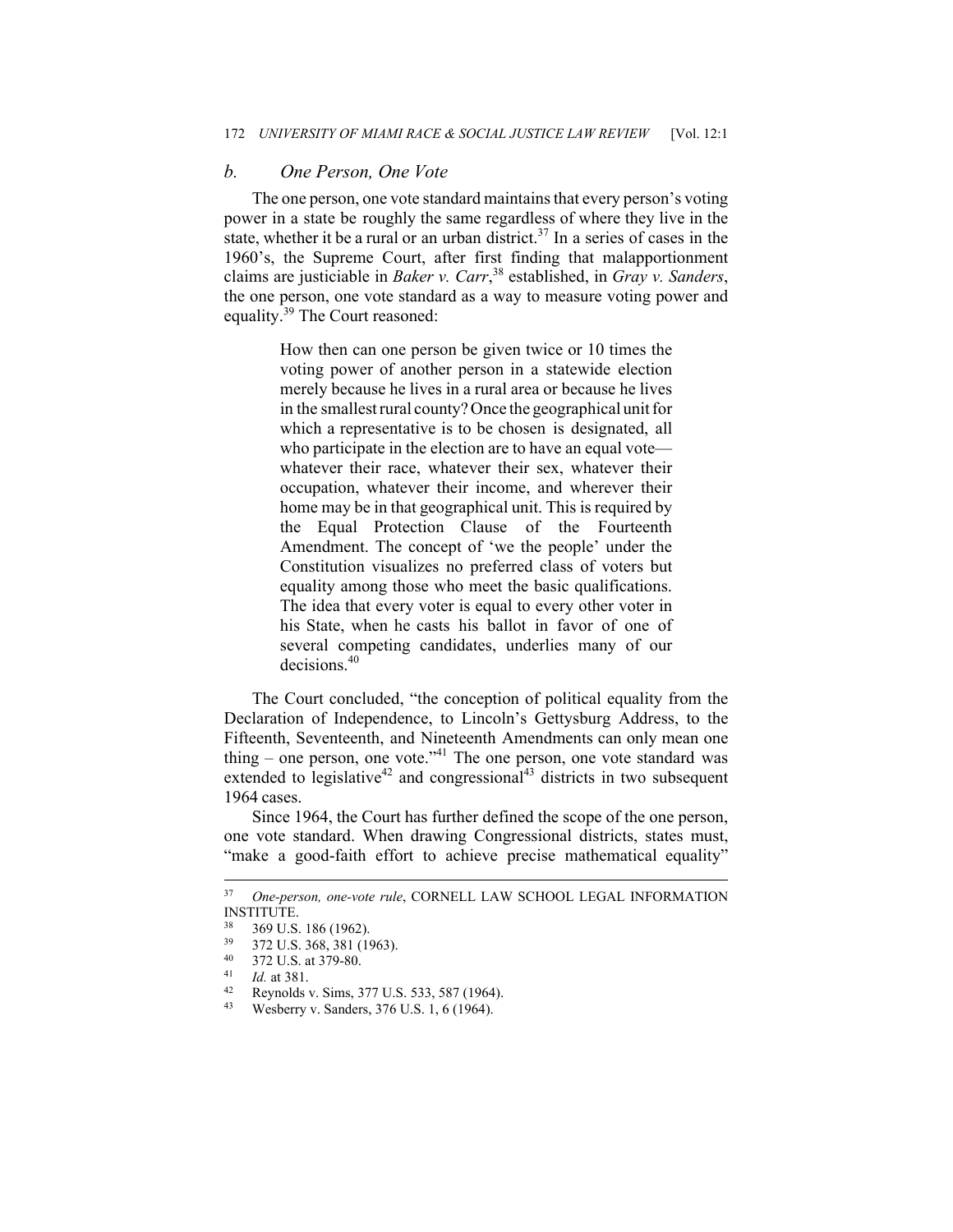### *b. One Person, One Vote*

The one person, one vote standard maintains that every person's voting power in a state be roughly the same regardless of where they live in the state, whether it be a rural or an urban district.[37] In a series of cases in the 1960's, the Supreme Court, after first finding that malapportionment claims are justiciable in *Baker v. Carr*,[38] established, in *Gray v. Sanders*, the one person, one vote standard as a way to measure voting power and equality.[39] The Court reasoned:

> How then can one person be given twice or 10 times the voting power of another person in a statewide election merely because he lives in a rural area or because he lives in the smallest rural county? Once the geographical unit for which a representative is to be chosen is designated, all who participate in the election are to have an equal vote—whatever their race, whatever their sex, whatever their occupation, whatever their income, and wherever their home may be in that geographical unit. This is required by the Equal Protection Clause of the Fourteenth Amendment. The concept of 'we the people' under the Constitution visualizes no preferred class of voters but equality among those who meet the basic qualifications. The idea that every voter is equal to every other voter in his State, when he casts his ballot in favor of one of several competing candidates, underlies many of our decisions.[40]

The Court concluded, "the conception of political equality from the Declaration of Independence, to Lincoln's Gettysburg Address, to the Fifteenth, Seventeenth, and Nineteenth Amendments can only mean one thing – one person, one vote."[41] The one person, one vote standard was extended to legislative[42] and congressional[43] districts in two subsequent 1964 cases.

Since 1964, the Court has further defined the scope of the one person, one vote standard. When drawing Congressional districts, states must, "make a good-faith effort to achieve precise mathematical equality"

---

[37] *One-person, one-vote rule*, CORNELL LAW SCHOOL LEGAL INFORMATION INSTITUTE.

[38] 369 U.S. 186 (1962).

[39] 372 U.S. 368, 381 (1963).

[40] 372 U.S. at 379-80.

[41] *Id.* at 381.

[42] Reynolds v. Sims, 377 U.S. 533, 587 (1964).

[43] Wesberry v. Sanders, 376 U.S. 1, 6 (1964).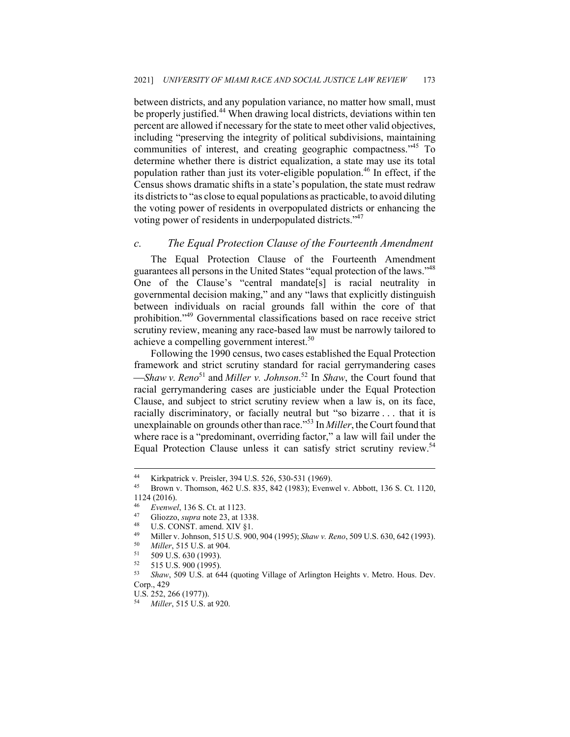between districts, and any population variance, no matter how small, must be properly justified.[44] When drawing local districts, deviations within ten percent are allowed if necessary for the state to meet other valid objectives, including "preserving the integrity of political subdivisions, maintaining communities of interest, and creating geographic compactness."[45] To determine whether there is district equalization, a state may use its total population rather than just its voter-eligible population.[46] In effect, if the Census shows dramatic shifts in a state's population, the state must redraw its districts to "as close to equal populations as practicable, to avoid diluting the voting power of residents in overpopulated districts or enhancing the voting power of residents in underpopulated districts."[47]

### *c. The Equal Protection Clause of the Fourteenth Amendment*

The Equal Protection Clause of the Fourteenth Amendment guarantees all persons in the United States "equal protection of the laws."[48] One of the Clause's "central mandate[s] is racial neutrality in governmental decision making," and any "laws that explicitly distinguish between individuals on racial grounds fall within the core of that prohibition."[49] Governmental classifications based on race receive strict scrutiny review, meaning any race-based law must be narrowly tailored to achieve a compelling government interest.[50]

Following the 1990 census, two cases established the Equal Protection framework and strict scrutiny standard for racial gerrymandering cases —*Shaw v. Reno*[51] and *Miller v. Johnson*.[52] In *Shaw*, the Court found that racial gerrymandering cases are justiciable under the Equal Protection Clause, and subject to strict scrutiny review when a law is, on its face, racially discriminatory, or facially neutral but "so bizarre . . . that it is unexplainable on grounds other than race."[53] In *Miller*, the Court found that where race is a "predominant, overriding factor," a law will fail under the Equal Protection Clause unless it can satisfy strict scrutiny review.[54]

---

[44] Kirkpatrick v. Preisler, 394 U.S. 526, 530-531 (1969).

[45] Brown v. Thomson, 462 U.S. 835, 842 (1983); Evenwel v. Abbott, 136 S. Ct. 1120, 1124 (2016).

[46] *Evenwel*, 136 S. Ct. at 1123.

[47] Gliozzo, *supra* note 23, at 1338.

[48] U.S. CONST. amend. XIV §1.

[49] Miller v. Johnson, 515 U.S. 900, 904 (1995); *Shaw v. Reno*, 509 U.S. 630, 642 (1993).

[50] *Miller*, 515 U.S. at 904.

[51] 509 U.S. 630 (1993).

[52] 515 U.S. 900 (1995).

[53] *Shaw*, 509 U.S. at 644 (quoting Village of Arlington Heights v. Metro. Hous. Dev. Corp., 429 U.S. 252, 266 (1977)).

[54] *Miller*, 515 U.S. at 920.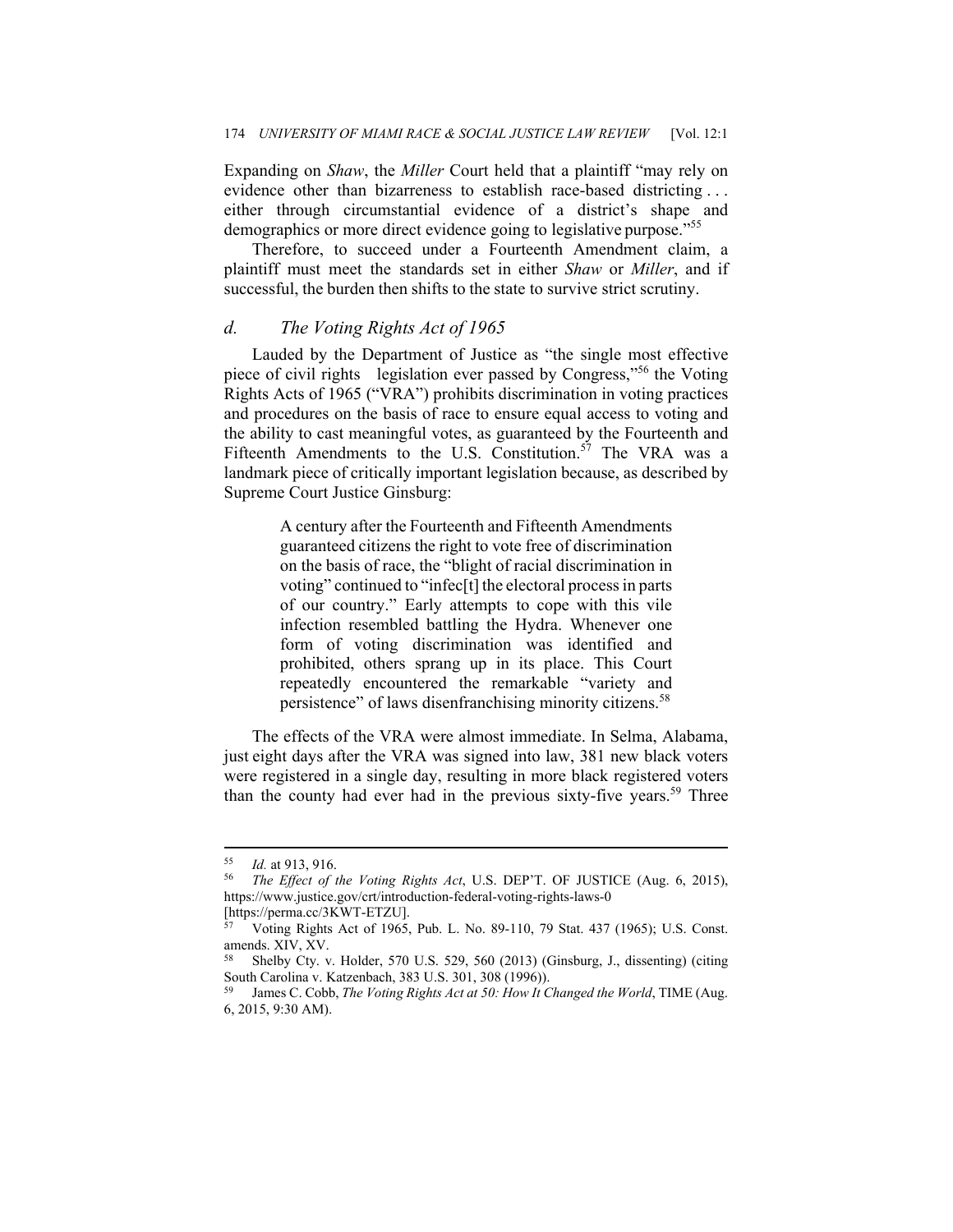Expanding on *Shaw*, the *Miller* Court held that a plaintiff "may rely on evidence other than bizarreness to establish race-based districting . . . either through circumstantial evidence of a district's shape and demographics or more direct evidence going to legislative purpose."[55]

Therefore, to succeed under a Fourteenth Amendment claim, a plaintiff must meet the standards set in either *Shaw* or *Miller*, and if successful, the burden then shifts to the state to survive strict scrutiny.

### *d. The Voting Rights Act of 1965*

Lauded by the Department of Justice as "the single most effective piece of civil rights legislation ever passed by Congress,"[56] the Voting Rights Acts of 1965 ("VRA") prohibits discrimination in voting practices and procedures on the basis of race to ensure equal access to voting and the ability to cast meaningful votes, as guaranteed by the Fourteenth and Fifteenth Amendments to the U.S. Constitution.[57] The VRA was a landmark piece of critically important legislation because, as described by Supreme Court Justice Ginsburg:

> A century after the Fourteenth and Fifteenth Amendments guaranteed citizens the right to vote free of discrimination on the basis of race, the "blight of racial discrimination in voting" continued to "infec[t] the electoral process in parts of our country." Early attempts to cope with this vile infection resembled battling the Hydra. Whenever one form of voting discrimination was identified and prohibited, others sprang up in its place. This Court repeatedly encountered the remarkable "variety and persistence" of laws disenfranchising minority citizens.[58]

The effects of the VRA were almost immediate. In Selma, Alabama, just eight days after the VRA was signed into law, 381 new black voters were registered in a single day, resulting in more black registered voters than the county had ever had in the previous sixty-five years.[59] Three

---

[55] *Id.* at 913, 916.

[56] *The Effect of the Voting Rights Act*, U.S. DEP'T. OF JUSTICE (Aug. 6, 2015), https://www.justice.gov/crt/introduction-federal-voting-rights-laws-0 [https://perma.cc/3KWT-ETZU].

[57] Voting Rights Act of 1965, Pub. L. No. 89-110, 79 Stat. 437 (1965); U.S. Const. amends. XIV, XV.

[58] Shelby Cty. v. Holder, 570 U.S. 529, 560 (2013) (Ginsburg, J., dissenting) (citing South Carolina v. Katzenbach, 383 U.S. 301, 308 (1996)).

[59] James C. Cobb, *The Voting Rights Act at 50: How It Changed the World*, TIME (Aug. 6, 2015, 9:30 AM).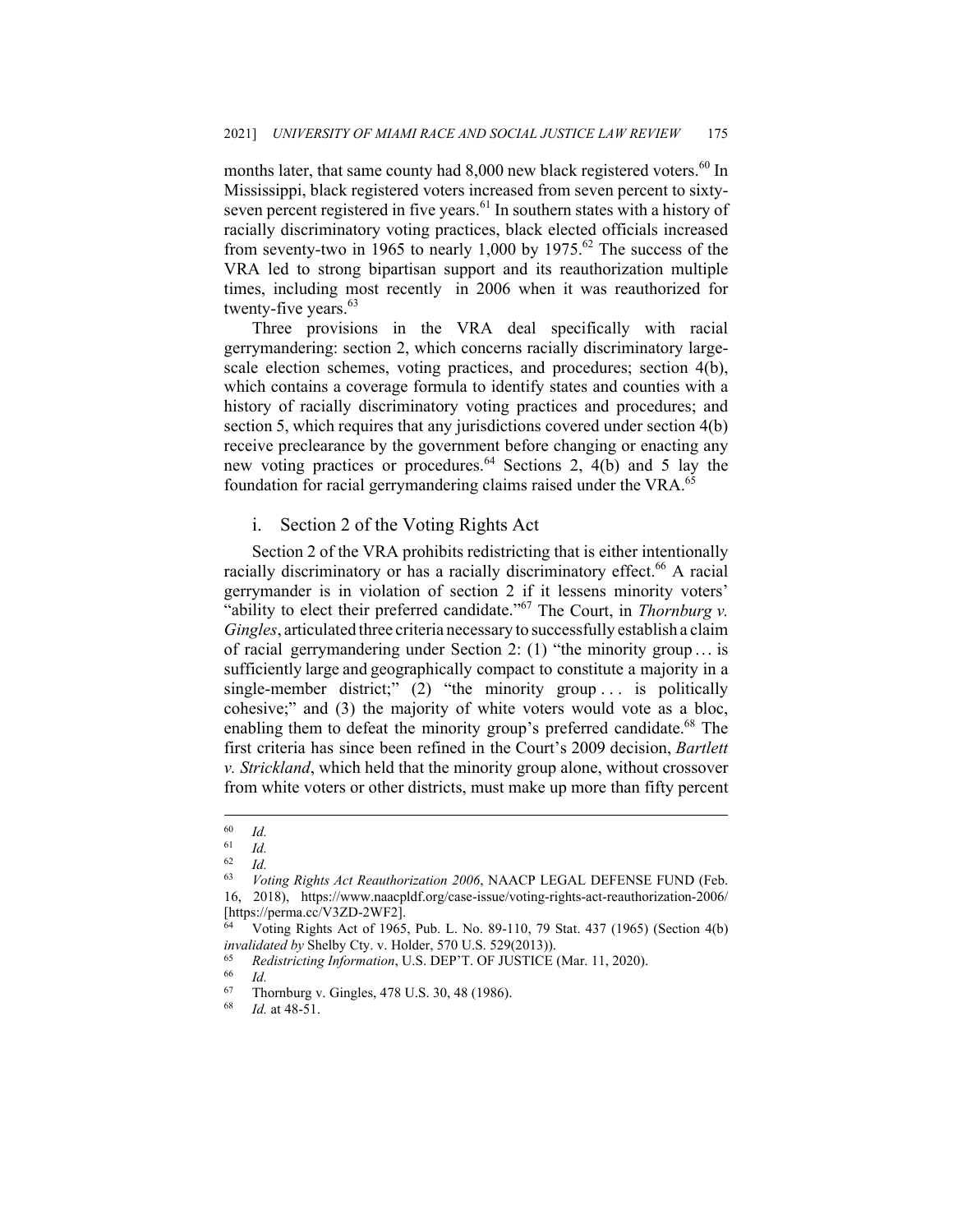months later, that same county had 8,000 new black registered voters.[60] In Mississippi, black registered voters increased from seven percent to sixty-seven percent registered in five years.[61] In southern states with a history of racially discriminatory voting practices, black elected officials increased from seventy-two in 1965 to nearly 1,000 by 1975.[62] The success of the VRA led to strong bipartisan support and its reauthorization multiple times, including most recently in 2006 when it was reauthorized for twenty-five years.[63]

Three provisions in the VRA deal specifically with racial gerrymandering: section 2, which concerns racially discriminatory large-scale election schemes, voting practices, and procedures; section 4(b), which contains a coverage formula to identify states and counties with a history of racially discriminatory voting practices and procedures; and section 5, which requires that any jurisdictions covered under section 4(b) receive preclearance by the government before changing or enacting any new voting practices or procedures.[64] Sections 2, 4(b) and 5 lay the foundation for racial gerrymandering claims raised under the VRA.[65]

### i. Section 2 of the Voting Rights Act

Section 2 of the VRA prohibits redistricting that is either intentionally racially discriminatory or has a racially discriminatory effect.[66] A racial gerrymander is in violation of section 2 if it lessens minority voters' "ability to elect their preferred candidate."[67] The Court, in *Thornburg v. Gingles*, articulated three criteria necessary to successfully establish a claim of racial gerrymandering under Section 2: (1) "the minority group … is sufficiently large and geographically compact to constitute a majority in a single-member district;" (2) "the minority group . . . is politically cohesive;" and (3) the majority of white voters would vote as a bloc, enabling them to defeat the minority group's preferred candidate.[68] The first criteria has since been refined in the Court's 2009 decision, *Bartlett v. Strickland*, which held that the minority group alone, without crossover from white voters or other districts, must make up more than fifty percent

---

[60] *Id.*

[61] *Id.*

[62] *Id.*

[63] *Voting Rights Act Reauthorization 2006*, NAACP LEGAL DEFENSE FUND (Feb. 16, 2018), https://www.naacpldf.org/case-issue/voting-rights-act-reauthorization-2006/ [https://perma.cc/V3ZD-2WF2].

[64] Voting Rights Act of 1965, Pub. L. No. 89-110, 79 Stat. 437 (1965) (Section 4(b) *invalidated by* Shelby Cty. v. Holder, 570 U.S. 529(2013)).

[65] *Redistricting Information*, U.S. DEP'T. OF JUSTICE (Mar. 11, 2020).

[66] *Id.*

[67] Thornburg v. Gingles, 478 U.S. 30, 48 (1986).

[68] *Id.* at 48-51.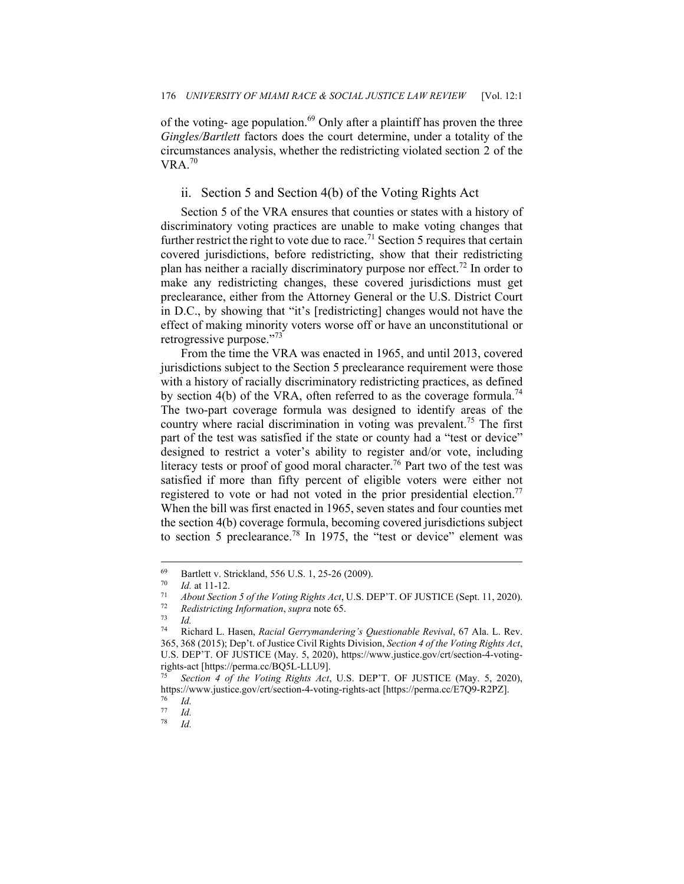of the voting- age population.[69] Only after a plaintiff has proven the three *Gingles/Bartlett* factors does the court determine, under a totality of the circumstances analysis, whether the redistricting violated section 2 of the VRA.[70]

### ii. Section 5 and Section 4(b) of the Voting Rights Act

Section 5 of the VRA ensures that counties or states with a history of discriminatory voting practices are unable to make voting changes that further restrict the right to vote due to race.[71] Section 5 requires that certain covered jurisdictions, before redistricting, show that their redistricting plan has neither a racially discriminatory purpose nor effect.[72] In order to make any redistricting changes, these covered jurisdictions must get preclearance, either from the Attorney General or the U.S. District Court in D.C., by showing that "it's [redistricting] changes would not have the effect of making minority voters worse off or have an unconstitutional or retrogressive purpose."[73]

From the time the VRA was enacted in 1965, and until 2013, covered jurisdictions subject to the Section 5 preclearance requirement were those with a history of racially discriminatory redistricting practices, as defined by section 4(b) of the VRA, often referred to as the coverage formula.[74] The two-part coverage formula was designed to identify areas of the country where racial discrimination in voting was prevalent.[75] The first part of the test was satisfied if the state or county had a "test or device" designed to restrict a voter's ability to register and/or vote, including literacy tests or proof of good moral character.[76] Part two of the test was satisfied if more than fifty percent of eligible voters were either not registered to vote or had not voted in the prior presidential election.[77] When the bill was first enacted in 1965, seven states and four counties met the section 4(b) coverage formula, becoming covered jurisdictions subject to section 5 preclearance.[78] In 1975, the "test or device" element was

---

[69] Bartlett v. Strickland, 556 U.S. 1, 25-26 (2009).

[70] *Id.* at 11-12.

[71] *About Section 5 of the Voting Rights Act*, U.S. DEP'T. OF JUSTICE (Sept. 11, 2020).

[72] *Redistricting Information*, *supra* note 65.

[73] *Id.*

[74] Richard L. Hasen, *Racial Gerrymandering's Questionable Revival*, 67 Ala. L. Rev. 365, 368 (2015); Dep't. of Justice Civil Rights Division, *Section 4 of the Voting Rights Act*, U.S. DEP'T. OF JUSTICE (May. 5, 2020), https://www.justice.gov/crt/section-4-voting-rights-act [https://perma.cc/BQ5L-LLU9].

[75] *Section 4 of the Voting Rights Act*, U.S. DEP'T. OF JUSTICE (May. 5, 2020), https://www.justice.gov/crt/section-4-voting-rights-act [https://perma.cc/E7Q9-R2PZ].

[76] *Id.*

[77] *Id.*

[78] *Id.*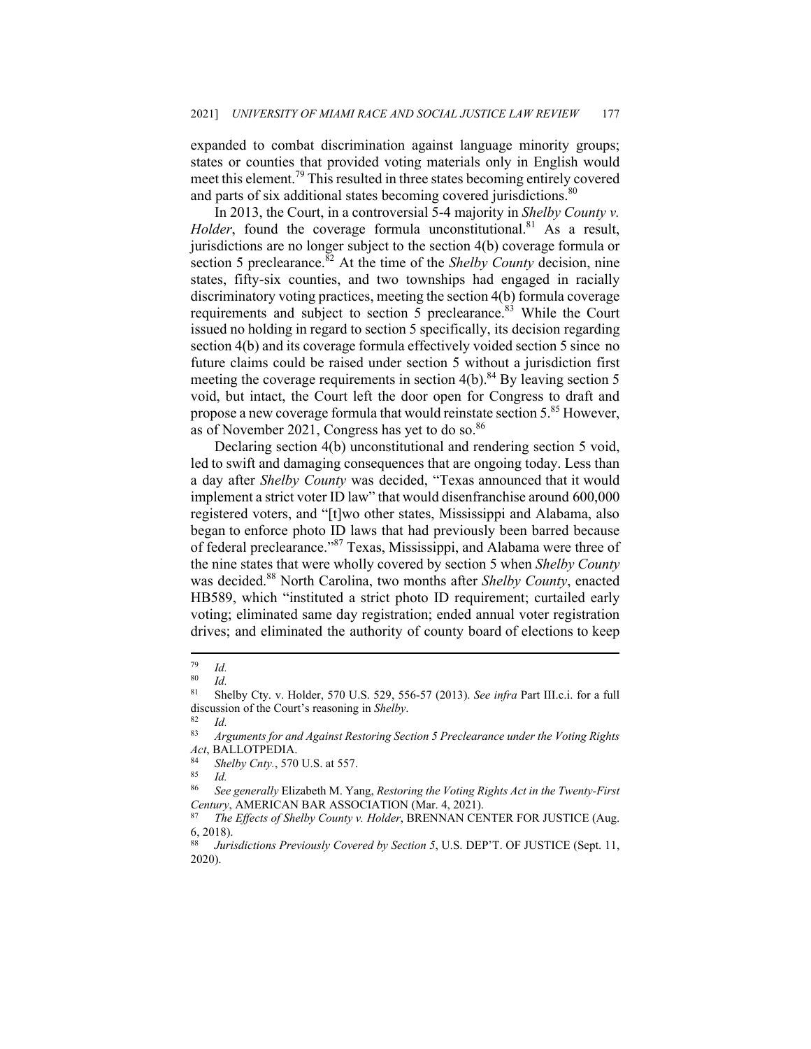expanded to combat discrimination against language minority groups; states or counties that provided voting materials only in English would meet this element.[79] This resulted in three states becoming entirely covered and parts of six additional states becoming covered jurisdictions.[80]

In 2013, the Court, in a controversial 5-4 majority in *Shelby County v. Holder*, found the coverage formula unconstitutional.[81] As a result, jurisdictions are no longer subject to the section 4(b) coverage formula or section 5 preclearance.[82] At the time of the *Shelby County* decision, nine states, fifty-six counties, and two townships had engaged in racially discriminatory voting practices, meeting the section 4(b) formula coverage requirements and subject to section 5 preclearance.[83] While the Court issued no holding in regard to section 5 specifically, its decision regarding section 4(b) and its coverage formula effectively voided section 5 since no future claims could be raised under section 5 without a jurisdiction first meeting the coverage requirements in section 4(b).[84] By leaving section 5 void, but intact, the Court left the door open for Congress to draft and propose a new coverage formula that would reinstate section 5.[85] However, as of November 2021, Congress has yet to do so.[86]

Declaring section 4(b) unconstitutional and rendering section 5 void, led to swift and damaging consequences that are ongoing today. Less than a day after *Shelby County* was decided, "Texas announced that it would implement a strict voter ID law" that would disenfranchise around 600,000 registered voters, and "[t]wo other states, Mississippi and Alabama, also began to enforce photo ID laws that had previously been barred because of federal preclearance."[87] Texas, Mississippi, and Alabama were three of the nine states that were wholly covered by section 5 when *Shelby County* was decided.[88] North Carolina, two months after *Shelby County*, enacted HB589, which "instituted a strict photo ID requirement; curtailed early voting; eliminated same day registration; ended annual voter registration drives; and eliminated the authority of county board of elections to keep

---

[79] *Id.*

[80] *Id.*

[81] Shelby Cty. v. Holder, 570 U.S. 529, 556-57 (2013). *See infra* Part III.c.i. for a full discussion of the Court's reasoning in *Shelby*.

[82] *Id.*

[83] *Arguments for and Against Restoring Section 5 Preclearance under the Voting Rights Act*, BALLOTPEDIA.

[84] *Shelby Cnty.*, 570 U.S. at 557.

[85] *Id.*

[86] *See generally* Elizabeth M. Yang, *Restoring the Voting Rights Act in the Twenty-First Century*, AMERICAN BAR ASSOCIATION (Mar. 4, 2021).

[87] *The Effects of Shelby County v. Holder*, BRENNAN CENTER FOR JUSTICE (Aug. 6, 2018).

[88] *Jurisdictions Previously Covered by Section 5*, U.S. DEP'T. OF JUSTICE (Sept. 11, 2020).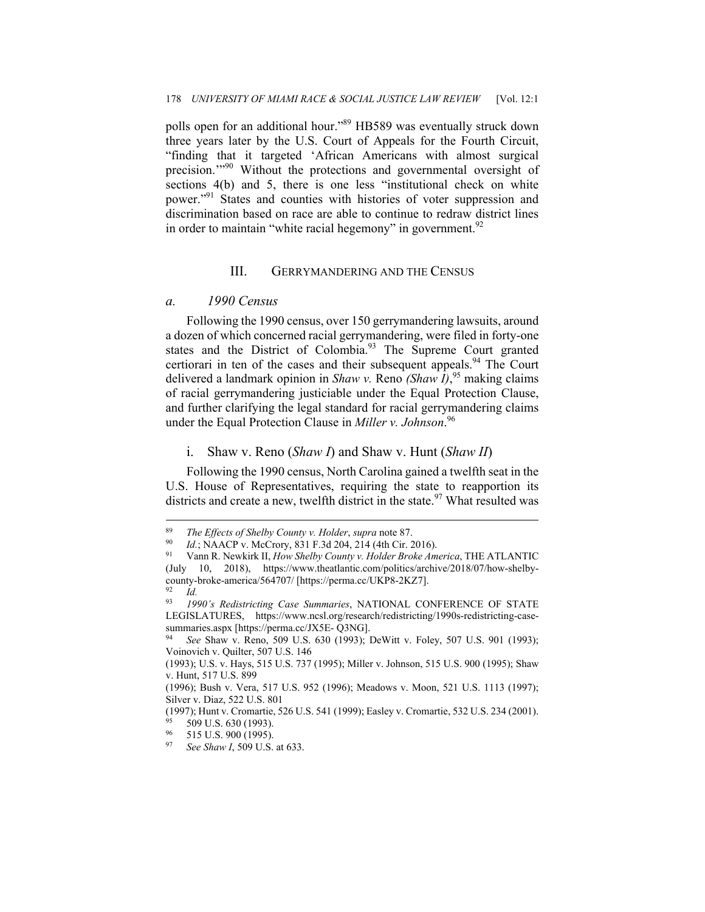polls open for an additional hour."[89] HB589 was eventually struck down three years later by the U.S. Court of Appeals for the Fourth Circuit, "finding that it targeted 'African Americans with almost surgical precision.'"[90] Without the protections and governmental oversight of sections 4(b) and 5, there is one less "institutional check on white power."[91] States and counties with histories of voter suppression and discrimination based on race are able to continue to redraw district lines in order to maintain "white racial hegemony" in government.[92]

## III. GERRYMANDERING AND THE CENSUS

### *a. 1990 Census*

Following the 1990 census, over 150 gerrymandering lawsuits, around a dozen of which concerned racial gerrymandering, were filed in forty-one states and the District of Colombia.[93] The Supreme Court granted certiorari in ten of the cases and their subsequent appeals.[94] The Court delivered a landmark opinion in *Shaw v.* Reno *(Shaw I)*,[95] making claims of racial gerrymandering justiciable under the Equal Protection Clause, and further clarifying the legal standard for racial gerrymandering claims under the Equal Protection Clause in *Miller v. Johnson*.[96]

#### i. Shaw v. Reno (*Shaw I*) and Shaw v. Hunt (*Shaw II*)

Following the 1990 census, North Carolina gained a twelfth seat in the U.S. House of Representatives, requiring the state to reapportion its districts and create a new, twelfth district in the state.[97] What resulted was

---

[89] *The Effects of Shelby County v. Holder*, *supra* note 87.

[90] *Id.*; NAACP v. McCrory, 831 F.3d 204, 214 (4th Cir. 2016).

[91] Vann R. Newkirk II, *How Shelby County v. Holder Broke America*, THE ATLANTIC (July 10, 2018), https://www.theatlantic.com/politics/archive/2018/07/how-shelby-county-broke-america/564707/ [https://perma.cc/UKP8-2KZ7].

[92] *Id.*

[93] *1990's Redistricting Case Summaries*, NATIONAL CONFERENCE OF STATE LEGISLATURES, https://www.ncsl.org/research/redistricting/1990s-redistricting-case-summaries.aspx [https://perma.cc/JX5E- Q3NG].

[94] *See* Shaw v. Reno, 509 U.S. 630 (1993); DeWitt v. Foley, 507 U.S. 901 (1993); Voinovich v. Quilter, 507 U.S. 146 (1993); U.S. v. Hays, 515 U.S. 737 (1995); Miller v. Johnson, 515 U.S. 900 (1995); Shaw v. Hunt, 517 U.S. 899 (1996); Bush v. Vera, 517 U.S. 952 (1996); Meadows v. Moon, 521 U.S. 1113 (1997); Silver v. Diaz, 522 U.S. 801 (1997); Hunt v. Cromartie, 526 U.S. 541 (1999); Easley v. Cromartie, 532 U.S. 234 (2001).

[95] 509 U.S. 630 (1993).

[96] 515 U.S. 900 (1995).

[97] *See Shaw I*, 509 U.S. at 633.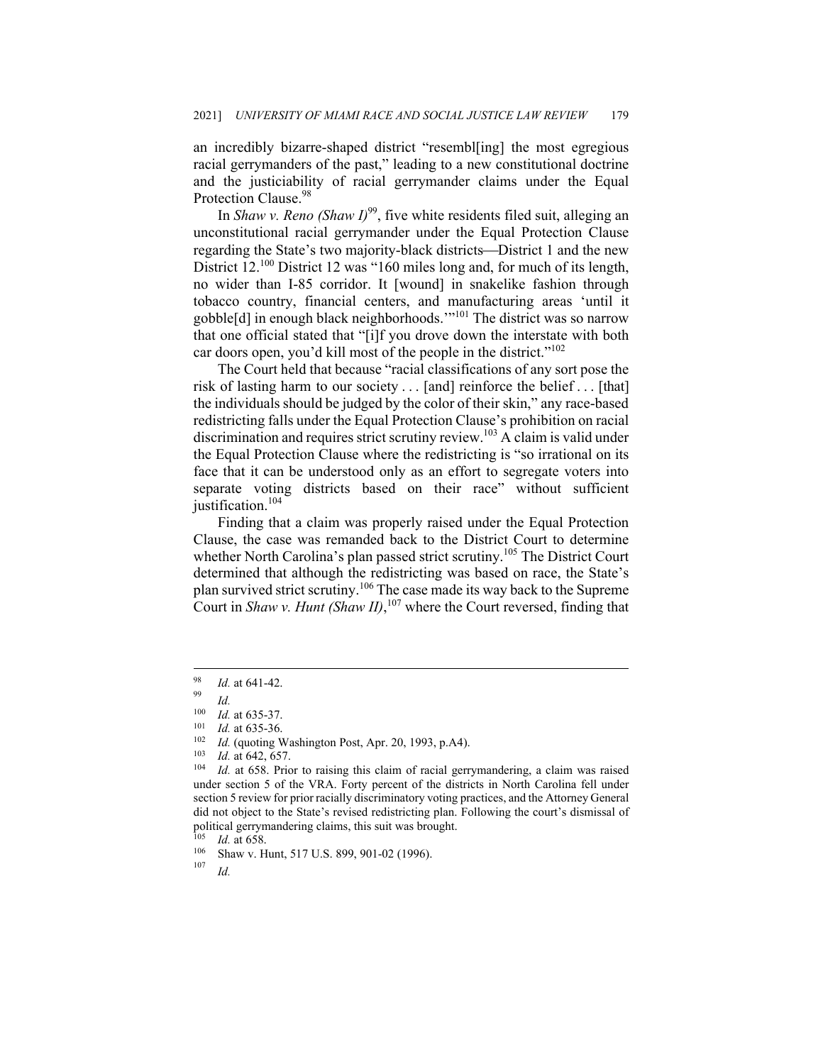an incredibly bizarre-shaped district "resembl[ing] the most egregious racial gerrymanders of the past," leading to a new constitutional doctrine and the justiciability of racial gerrymander claims under the Equal Protection Clause.[98]

In *Shaw v. Reno (Shaw I)*[99], five white residents filed suit, alleging an unconstitutional racial gerrymander under the Equal Protection Clause regarding the State's two majority-black districts—District 1 and the new District 12.[100] District 12 was "160 miles long and, for much of its length, no wider than I-85 corridor. It [wound] in snakelike fashion through tobacco country, financial centers, and manufacturing areas 'until it gobble[d] in enough black neighborhoods.'"[101] The district was so narrow that one official stated that "[i]f you drove down the interstate with both car doors open, you'd kill most of the people in the district."[102]

The Court held that because "racial classifications of any sort pose the risk of lasting harm to our society . . . [and] reinforce the belief . . . [that] the individuals should be judged by the color of their skin," any race-based redistricting falls under the Equal Protection Clause's prohibition on racial discrimination and requires strict scrutiny review.[103] A claim is valid under the Equal Protection Clause where the redistricting is "so irrational on its face that it can be understood only as an effort to segregate voters into separate voting districts based on their race" without sufficient justification.[104]

Finding that a claim was properly raised under the Equal Protection Clause, the case was remanded back to the District Court to determine whether North Carolina's plan passed strict scrutiny.[105] The District Court determined that although the redistricting was based on race, the State's plan survived strict scrutiny.[106] The case made its way back to the Supreme Court in *Shaw v. Hunt (Shaw II)*,[107] where the Court reversed, finding that

---

[98] *Id.* at 641-42.

[99] *Id.*

[100] *Id.* at 635-37.

[101] *Id.* at 635-36.

[102] *Id.* (quoting Washington Post, Apr. 20, 1993, p.A4).

[103] *Id.* at 642, 657.

[104] *Id.* at 658. Prior to raising this claim of racial gerrymandering, a claim was raised under section 5 of the VRA. Forty percent of the districts in North Carolina fell under section 5 review for prior racially discriminatory voting practices, and the Attorney General did not object to the State's revised redistricting plan. Following the court's dismissal of political gerrymandering claims, this suit was brought.

[105] *Id.* at 658.

[106] Shaw v. Hunt, 517 U.S. 899, 901-02 (1996).

[107] *Id.*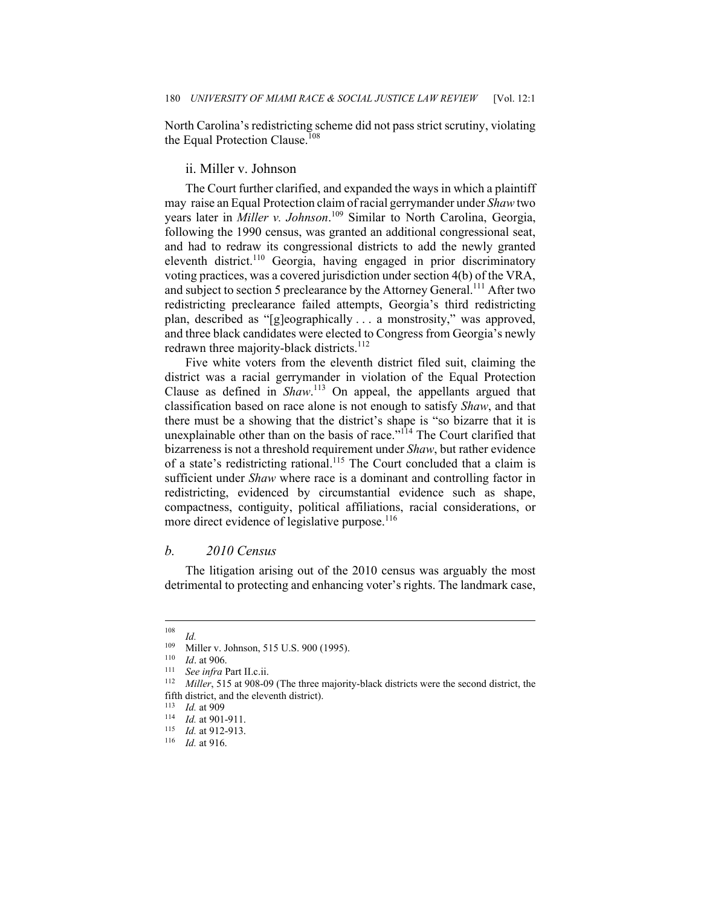North Carolina's redistricting scheme did not pass strict scrutiny, violating the Equal Protection Clause.[108]

### ii. Miller v. Johnson

The Court further clarified, and expanded the ways in which a plaintiff may raise an Equal Protection claim of racial gerrymander under *Shaw* two years later in *Miller v. Johnson*.[109] Similar to North Carolina, Georgia, following the 1990 census, was granted an additional congressional seat, and had to redraw its congressional districts to add the newly granted eleventh district.[110] Georgia, having engaged in prior discriminatory voting practices, was a covered jurisdiction under section 4(b) of the VRA, and subject to section 5 preclearance by the Attorney General.[111] After two redistricting preclearance failed attempts, Georgia's third redistricting plan, described as "[g]eographically . . . a monstrosity," was approved, and three black candidates were elected to Congress from Georgia's newly redrawn three majority-black districts.[112]

Five white voters from the eleventh district filed suit, claiming the district was a racial gerrymander in violation of the Equal Protection Clause as defined in *Shaw*.[113] On appeal, the appellants argued that classification based on race alone is not enough to satisfy *Shaw*, and that there must be a showing that the district's shape is "so bizarre that it is unexplainable other than on the basis of race."[114] The Court clarified that bizarreness is not a threshold requirement under *Shaw*, but rather evidence of a state's redistricting rational.[115] The Court concluded that a claim is sufficient under *Shaw* where race is a dominant and controlling factor in redistricting, evidenced by circumstantial evidence such as shape, compactness, contiguity, political affiliations, racial considerations, or more direct evidence of legislative purpose.[116]

## *b. 2010 Census*

The litigation arising out of the 2010 census was arguably the most detrimental to protecting and enhancing voter's rights. The landmark case,

---

[108] *Id.*

[109] Miller v. Johnson, 515 U.S. 900 (1995).

[110] *Id*. at 906.

[111] *See infra* Part II.c.ii.

[112] *Miller*, 515 at 908-09 (The three majority-black districts were the second district, the fifth district, and the eleventh district).

[113] *Id.* at 909

[114] *Id.* at 901-911.

[115] *Id.* at 912-913.

[116] *Id.* at 916.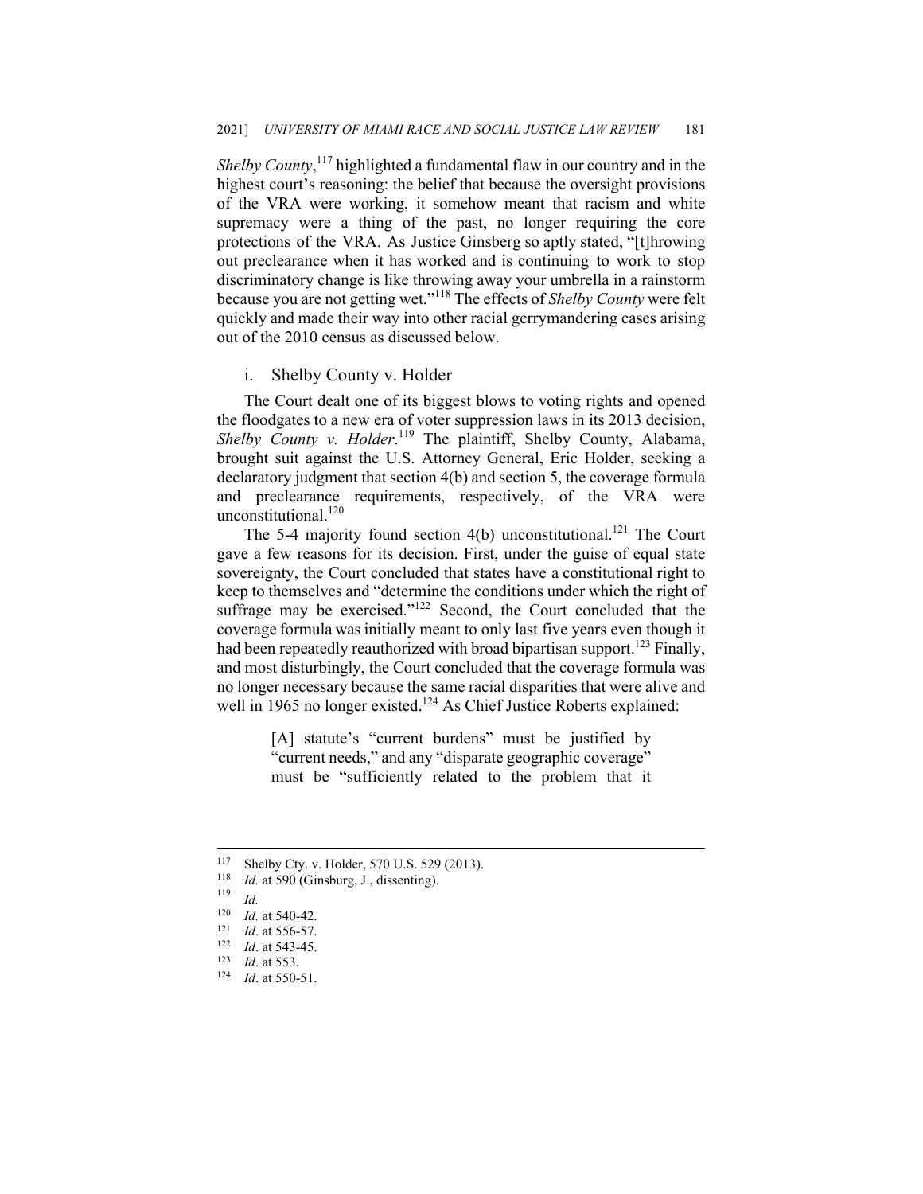*Shelby County*,[117] highlighted a fundamental flaw in our country and in the highest court's reasoning: the belief that because the oversight provisions of the VRA were working, it somehow meant that racism and white supremacy were a thing of the past, no longer requiring the core protections of the VRA. As Justice Ginsberg so aptly stated, "[t]hrowing out preclearance when it has worked and is continuing to work to stop discriminatory change is like throwing away your umbrella in a rainstorm because you are not getting wet."[118] The effects of *Shelby County* were felt quickly and made their way into other racial gerrymandering cases arising out of the 2010 census as discussed below.

### i. Shelby County v. Holder

The Court dealt one of its biggest blows to voting rights and opened the floodgates to a new era of voter suppression laws in its 2013 decision, *Shelby County v. Holder*.[119] The plaintiff, Shelby County, Alabama, brought suit against the U.S. Attorney General, Eric Holder, seeking a declaratory judgment that section 4(b) and section 5, the coverage formula and preclearance requirements, respectively, of the VRA were unconstitutional.[120]

The 5-4 majority found section 4(b) unconstitutional.[121] The Court gave a few reasons for its decision. First, under the guise of equal state sovereignty, the Court concluded that states have a constitutional right to keep to themselves and "determine the conditions under which the right of suffrage may be exercised."[122] Second, the Court concluded that the coverage formula was initially meant to only last five years even though it had been repeatedly reauthorized with broad bipartisan support.[123] Finally, and most disturbingly, the Court concluded that the coverage formula was no longer necessary because the same racial disparities that were alive and well in 1965 no longer existed.[124] As Chief Justice Roberts explained:

> [A] statute's "current burdens" must be justified by "current needs," and any "disparate geographic coverage" must be "sufficiently related to the problem that it

---

[117] Shelby Cty. v. Holder, 570 U.S. 529 (2013).

[118] *Id.* at 590 (Ginsburg, J., dissenting).

[119] *Id.*

[120] *Id.* at 540-42.

[121] *Id*. at 556-57.

[122] *Id*. at 543-45.

[123] *Id*. at 553.

[124] *Id*. at 550-51.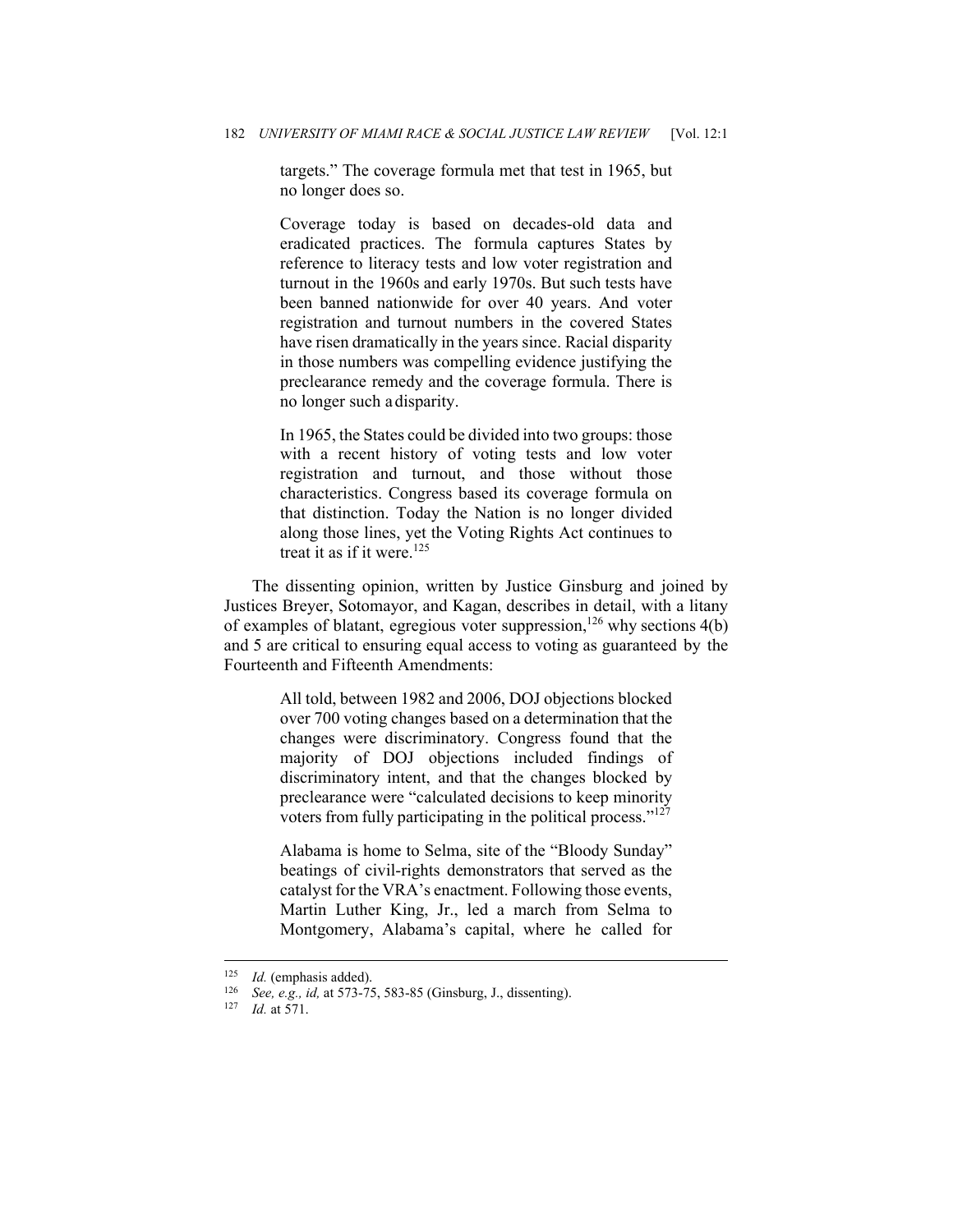> targets." The coverage formula met that test in 1965, but no longer does so.
>
> Coverage today is based on decades-old data and eradicated practices. The formula captures States by reference to literacy tests and low voter registration and turnout in the 1960s and early 1970s. But such tests have been banned nationwide for over 40 years. And voter registration and turnout numbers in the covered States have risen dramatically in the years since. Racial disparity in those numbers was compelling evidence justifying the preclearance remedy and the coverage formula. There is no longer such a disparity.
>
> In 1965, the States could be divided into two groups: those with a recent history of voting tests and low voter registration and turnout, and those without those characteristics. Congress based its coverage formula on that distinction. Today the Nation is no longer divided along those lines, yet the Voting Rights Act continues to treat it as if it were.[125]

The dissenting opinion, written by Justice Ginsburg and joined by Justices Breyer, Sotomayor, and Kagan, describes in detail, with a litany of examples of blatant, egregious voter suppression,[126] why sections 4(b) and 5 are critical to ensuring equal access to voting as guaranteed by the Fourteenth and Fifteenth Amendments:

> All told, between 1982 and 2006, DOJ objections blocked over 700 voting changes based on a determination that the changes were discriminatory. Congress found that the majority of DOJ objections included findings of discriminatory intent, and that the changes blocked by preclearance were "calculated decisions to keep minority voters from fully participating in the political process."[127]
>
> Alabama is home to Selma, site of the "Bloody Sunday" beatings of civil-rights demonstrators that served as the catalyst for the VRA's enactment. Following those events, Martin Luther King, Jr., led a march from Selma to Montgomery, Alabama's capital, where he called for

---

[125] *Id.* (emphasis added).

[126] *See, e.g., id,* at 573-75, 583-85 (Ginsburg, J., dissenting).

[127] *Id.* at 571.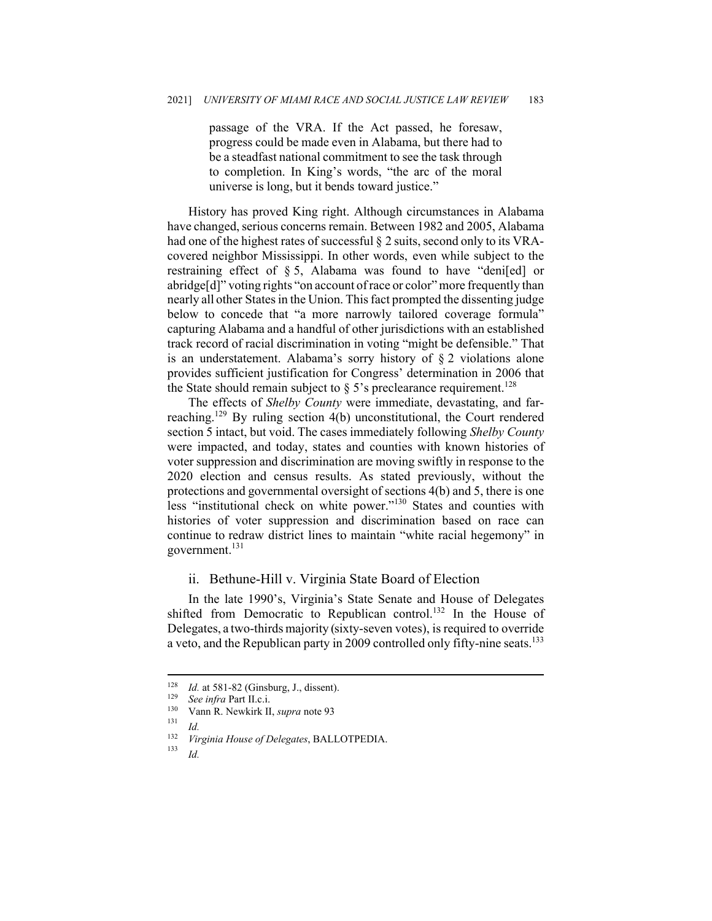> passage of the VRA. If the Act passed, he foresaw, progress could be made even in Alabama, but there had to be a steadfast national commitment to see the task through to completion. In King's words, "the arc of the moral universe is long, but it bends toward justice."

History has proved King right. Although circumstances in Alabama have changed, serious concerns remain. Between 1982 and 2005, Alabama had one of the highest rates of successful § 2 suits, second only to its VRA-covered neighbor Mississippi. In other words, even while subject to the restraining effect of § 5, Alabama was found to have "deni[ed] or abridge[d]" voting rights "on account of race or color" more frequently than nearly all other States in the Union. This fact prompted the dissenting judge below to concede that "a more narrowly tailored coverage formula" capturing Alabama and a handful of other jurisdictions with an established track record of racial discrimination in voting "might be defensible." That is an understatement. Alabama's sorry history of § 2 violations alone provides sufficient justification for Congress' determination in 2006 that the State should remain subject to § 5's preclearance requirement.[128]

The effects of *Shelby County* were immediate, devastating, and far-reaching.[129] By ruling section 4(b) unconstitutional, the Court rendered section 5 intact, but void. The cases immediately following *Shelby County* were impacted, and today, states and counties with known histories of voter suppression and discrimination are moving swiftly in response to the 2020 election and census results. As stated previously, without the protections and governmental oversight of sections 4(b) and 5, there is one less "institutional check on white power."[130] States and counties with histories of voter suppression and discrimination based on race can continue to redraw district lines to maintain "white racial hegemony" in government.[131]

### ii. Bethune-Hill v. Virginia State Board of Election

In the late 1990's, Virginia's State Senate and House of Delegates shifted from Democratic to Republican control.[132] In the House of Delegates, a two-thirds majority (sixty-seven votes), is required to override a veto, and the Republican party in 2009 controlled only fifty-nine seats.[133]

---

[128] *Id.* at 581-82 (Ginsburg, J., dissent).

[129] *See infra* Part II.c.i.

[130] Vann R. Newkirk II, *supra* note 93

[131] *Id.*

[132] *Virginia House of Delegates*, BALLOTPEDIA.

[133] *Id.*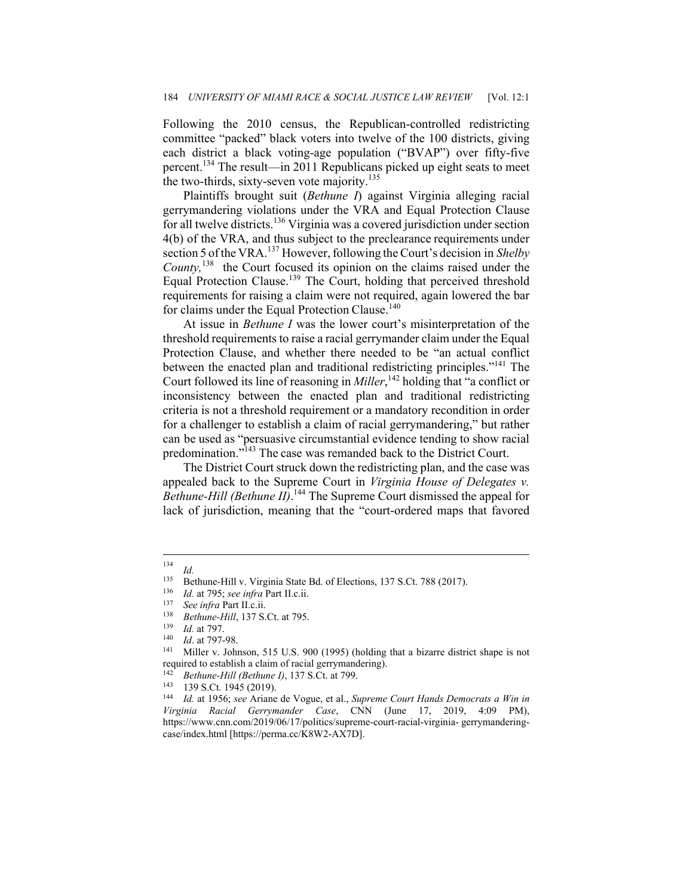Following the 2010 census, the Republican-controlled redistricting committee "packed" black voters into twelve of the 100 districts, giving each district a black voting-age population ("BVAP") over fifty-five percent.[134] The result—in 2011 Republicans picked up eight seats to meet the two-thirds, sixty-seven vote majority.[135]

Plaintiffs brought suit (*Bethune I*) against Virginia alleging racial gerrymandering violations under the VRA and Equal Protection Clause for all twelve districts.[136] Virginia was a covered jurisdiction under section 4(b) of the VRA, and thus subject to the preclearance requirements under section 5 of the VRA.[137] However, following the Court's decision in *Shelby County,*[138] the Court focused its opinion on the claims raised under the Equal Protection Clause.[139] The Court, holding that perceived threshold requirements for raising a claim were not required, again lowered the bar for claims under the Equal Protection Clause.[140]

At issue in *Bethune I* was the lower court's misinterpretation of the threshold requirements to raise a racial gerrymander claim under the Equal Protection Clause, and whether there needed to be "an actual conflict between the enacted plan and traditional redistricting principles."[141] The Court followed its line of reasoning in *Miller*,[142] holding that "a conflict or inconsistency between the enacted plan and traditional redistricting criteria is not a threshold requirement or a mandatory recondition in order for a challenger to establish a claim of racial gerrymandering," but rather can be used as "persuasive circumstantial evidence tending to show racial predomination."[143] The case was remanded back to the District Court.

The District Court struck down the redistricting plan, and the case was appealed back to the Supreme Court in *Virginia House of Delegates v. Bethune-Hill (Bethune II)*.[144] The Supreme Court dismissed the appeal for lack of jurisdiction, meaning that the "court-ordered maps that favored

---

[134] *Id.*

[135] Bethune-Hill v. Virginia State Bd. of Elections, 137 S.Ct. 788 (2017).

[136] *Id.* at 795; *see infra* Part II.c.ii.

[137] *See infra* Part II.c.ii.

[138] *Bethune-Hill*, 137 S.Ct. at 795.

[139] *Id.* at 797.

[140] *Id*. at 797-98.

[141] Miller v. Johnson, 515 U.S. 900 (1995) (holding that a bizarre district shape is not required to establish a claim of racial gerrymandering).

[142] *Bethune-Hill (Bethune I)*, 137 S.Ct. at 799.

[143] 139 S.Ct. 1945 (2019).

[144] *Id.* at 1956; *see* Ariane de Vogue, et al., *Supreme Court Hands Democrats a Win in Virginia Racial Gerrymander Case*, CNN (June 17, 2019, 4:09 PM), https://www.cnn.com/2019/06/17/politics/supreme-court-racial-virginia- gerrymandering-case/index.html [https://perma.cc/K8W2-AX7D].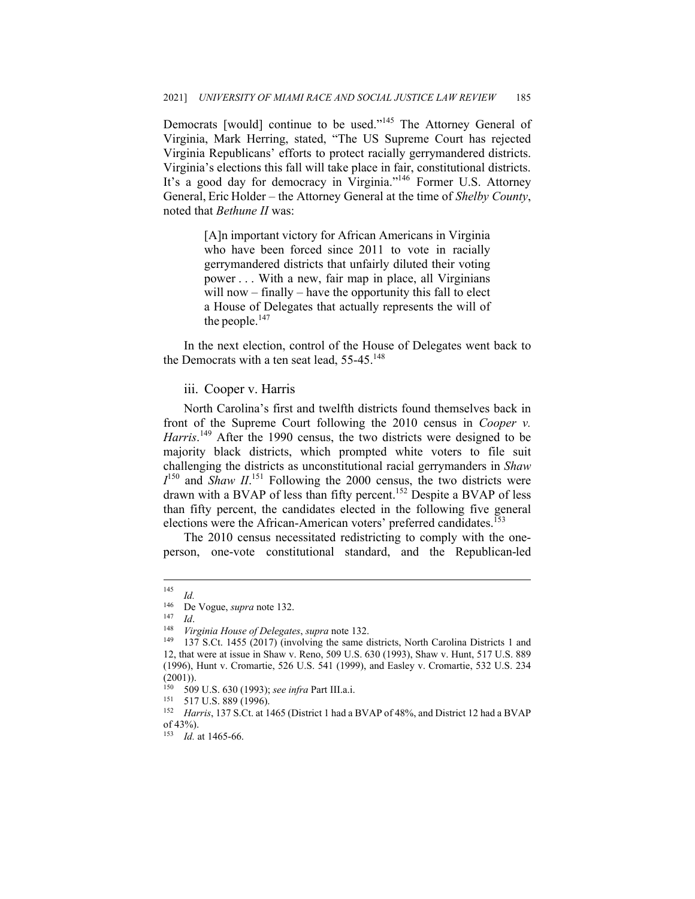Democrats [would] continue to be used."[145] The Attorney General of Virginia, Mark Herring, stated, "The US Supreme Court has rejected Virginia Republicans' efforts to protect racially gerrymandered districts. Virginia's elections this fall will take place in fair, constitutional districts. It's a good day for democracy in Virginia."[146] Former U.S. Attorney General, Eric Holder – the Attorney General at the time of *Shelby County*, noted that *Bethune II* was:

> [A]n important victory for African Americans in Virginia who have been forced since 2011 to vote in racially gerrymandered districts that unfairly diluted their voting power . . . With a new, fair map in place, all Virginians will now – finally – have the opportunity this fall to elect a House of Delegates that actually represents the will of the people.[147]

In the next election, control of the House of Delegates went back to the Democrats with a ten seat lead, 55-45.[148]

### iii. Cooper v. Harris

North Carolina's first and twelfth districts found themselves back in front of the Supreme Court following the 2010 census in *Cooper v. Harris*.[149] After the 1990 census, the two districts were designed to be majority black districts, which prompted white voters to file suit challenging the districts as unconstitutional racial gerrymanders in *Shaw I*[150] and *Shaw II*.[151] Following the 2000 census, the two districts were drawn with a BVAP of less than fifty percent.[152] Despite a BVAP of less than fifty percent, the candidates elected in the following five general elections were the African-American voters' preferred candidates.[153]

The 2010 census necessitated redistricting to comply with the one-person, one-vote constitutional standard, and the Republican-led

---

[145] *Id.*

[146] De Vogue, *supra* note 132.

[147] *Id*.

[148] *Virginia House of Delegates*, *supra* note 132.

[149] 137 S.Ct. 1455 (2017) (involving the same districts, North Carolina Districts 1 and 12, that were at issue in Shaw v. Reno, 509 U.S. 630 (1993), Shaw v. Hunt, 517 U.S. 889 (1996), Hunt v. Cromartie, 526 U.S. 541 (1999), and Easley v. Cromartie, 532 U.S. 234 (2001)).

[150] 509 U.S. 630 (1993); *see infra* Part III.a.i.

[151] 517 U.S. 889 (1996).

[152] *Harris*, 137 S.Ct. at 1465 (District 1 had a BVAP of 48%, and District 12 had a BVAP of 43%).

[153] *Id.* at 1465-66.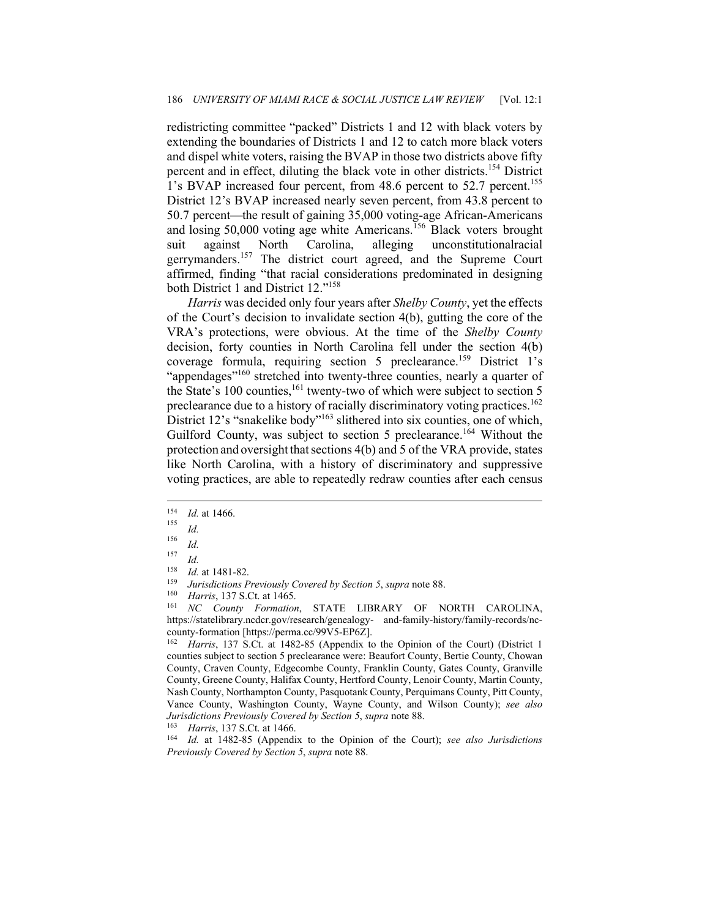redistricting committee "packed" Districts 1 and 12 with black voters by extending the boundaries of Districts 1 and 12 to catch more black voters and dispel white voters, raising the BVAP in those two districts above fifty percent and in effect, diluting the black vote in other districts.[154] District 1's BVAP increased four percent, from 48.6 percent to 52.7 percent.[155] District 12's BVAP increased nearly seven percent, from 43.8 percent to 50.7 percent—the result of gaining 35,000 voting-age African-Americans and losing 50,000 voting age white Americans.[156] Black voters brought suit against North Carolina, alleging unconstitutionalracial gerrymanders.[157] The district court agreed, and the Supreme Court affirmed, finding "that racial considerations predominated in designing both District 1 and District 12."[158]

*Harris* was decided only four years after *Shelby County*, yet the effects of the Court's decision to invalidate section 4(b), gutting the core of the VRA's protections, were obvious. At the time of the *Shelby County* decision, forty counties in North Carolina fell under the section 4(b) coverage formula, requiring section 5 preclearance.[159] District 1's "appendages"[160] stretched into twenty-three counties, nearly a quarter of the State's 100 counties,[161] twenty-two of which were subject to section 5 preclearance due to a history of racially discriminatory voting practices.[162] District 12's "snakelike body"[163] slithered into six counties, one of which, Guilford County, was subject to section 5 preclearance.[164] Without the protection and oversight that sections 4(b) and 5 of the VRA provide, states like North Carolina, with a history of discriminatory and suppressive voting practices, are able to repeatedly redraw counties after each census

---

[154] *Id.* at 1466.

[155] *Id.*

[156] *Id.*

[157] *Id.*

[158] *Id.* at 1481-82.

[159] *Jurisdictions Previously Covered by Section 5*, *supra* note 88.

[160] *Harris*, 137 S.Ct. at 1465.

[161] *NC County Formation*, STATE LIBRARY OF NORTH CAROLINA, https://statelibrary.ncdcr.gov/research/genealogy- and-family-history/family-records/nc-county-formation [https://perma.cc/99V5-EP6Z].

[162] *Harris*, 137 S.Ct. at 1482-85 (Appendix to the Opinion of the Court) (District 1 counties subject to section 5 preclearance were: Beaufort County, Bertie County, Chowan County, Craven County, Edgecombe County, Franklin County, Gates County, Granville County, Greene County, Halifax County, Hertford County, Lenoir County, Martin County, Nash County, Northampton County, Pasquotank County, Perquimans County, Pitt County, Vance County, Washington County, Wayne County, and Wilson County); *see also Jurisdictions Previously Covered by Section 5*, *supra* note 88.

[163] *Harris*, 137 S.Ct. at 1466.

[164] *Id.* at 1482-85 (Appendix to the Opinion of the Court); *see also Jurisdictions Previously Covered by Section 5*, *supra* note 88.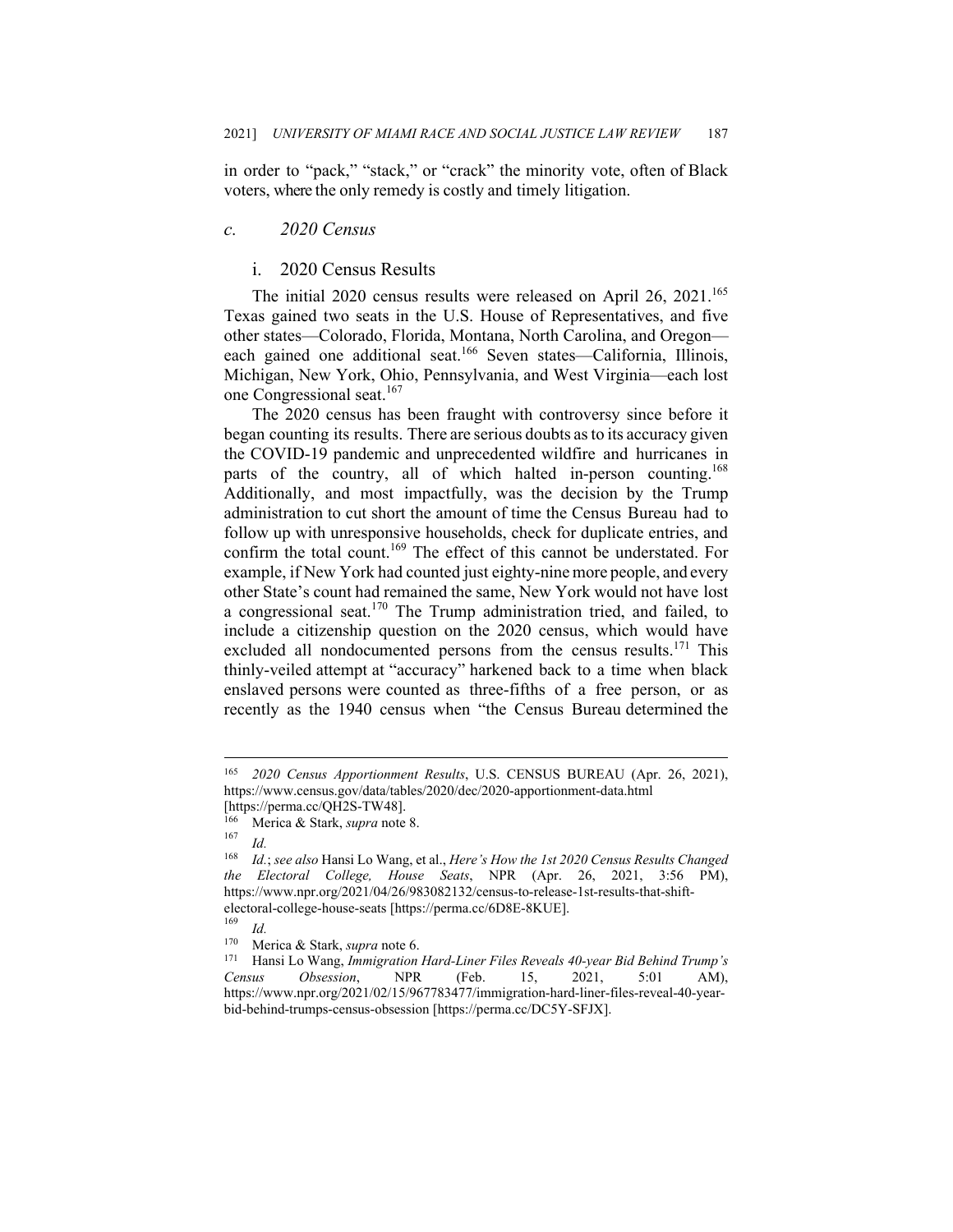in order to "pack," "stack," or "crack" the minority vote, often of Black voters, where the only remedy is costly and timely litigation.

### *c. 2020 Census*

#### i. 2020 Census Results

The initial 2020 census results were released on April 26, 2021.[165] Texas gained two seats in the U.S. House of Representatives, and five other states—Colorado, Florida, Montana, North Carolina, and Oregon—each gained one additional seat.[166] Seven states—California, Illinois, Michigan, New York, Ohio, Pennsylvania, and West Virginia—each lost one Congressional seat.[167]

The 2020 census has been fraught with controversy since before it began counting its results. There are serious doubts as to its accuracy given the COVID-19 pandemic and unprecedented wildfire and hurricanes in parts of the country, all of which halted in-person counting.[168] Additionally, and most impactfully, was the decision by the Trump administration to cut short the amount of time the Census Bureau had to follow up with unresponsive households, check for duplicate entries, and confirm the total count.[169] The effect of this cannot be understated. For example, if New York had counted just eighty-nine more people, and every other State's count had remained the same, New York would not have lost a congressional seat.[170] The Trump administration tried, and failed, to include a citizenship question on the 2020 census, which would have excluded all nondocumented persons from the census results.[171] This thinly-veiled attempt at "accuracy" harkened back to a time when black enslaved persons were counted as three-fifths of a free person, or as recently as the 1940 census when "the Census Bureau determined the

---

[165] *2020 Census Apportionment Results*, U.S. CENSUS BUREAU (Apr. 26, 2021), https://www.census.gov/data/tables/2020/dec/2020-apportionment-data.html [https://perma.cc/QH2S-TW48].

[166] Merica & Stark, *supra* note 8.

[167] *Id.*

[168] *Id.*; *see also* Hansi Lo Wang, et al., *Here's How the 1st 2020 Census Results Changed the Electoral College, House Seats*, NPR (Apr. 26, 2021, 3:56 PM), https://www.npr.org/2021/04/26/983082132/census-to-release-1st-results-that-shift-electoral-college-house-seats [https://perma.cc/6D8E-8KUE].

[169] *Id.*

[170] Merica & Stark, *supra* note 6.

[171] Hansi Lo Wang, *Immigration Hard-Liner Files Reveals 40-year Bid Behind Trump's Census Obsession*, NPR (Feb. 15, 2021, 5:01 AM), https://www.npr.org/2021/02/15/967783477/immigration-hard-liner-files-reveal-40-year-bid-behind-trumps-census-obsession [https://perma.cc/DC5Y-SFJX].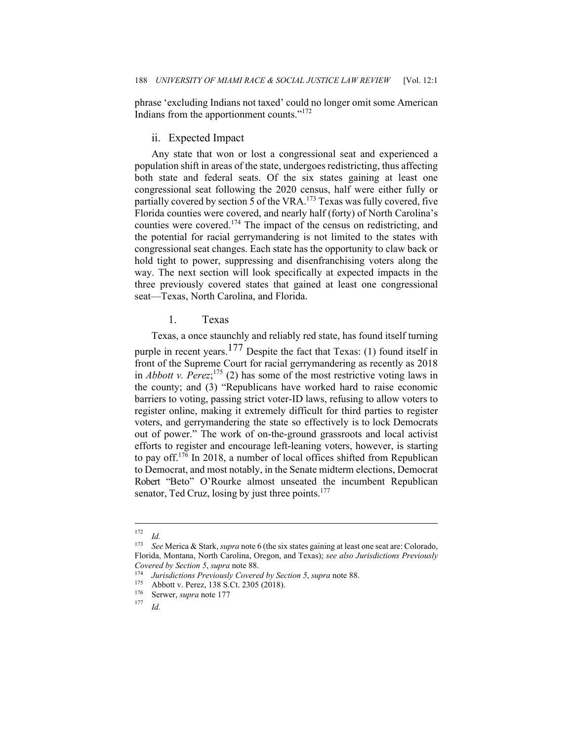phrase 'excluding Indians not taxed' could no longer omit some American Indians from the apportionment counts."[172]

### ii. Expected Impact

Any state that won or lost a congressional seat and experienced a population shift in areas of the state, undergoes redistricting, thus affecting both state and federal seats. Of the six states gaining at least one congressional seat following the 2020 census, half were either fully or partially covered by section 5 of the VRA.[173] Texas was fully covered, five Florida counties were covered, and nearly half (forty) of North Carolina's counties were covered.[174] The impact of the census on redistricting, and the potential for racial gerrymandering is not limited to the states with congressional seat changes. Each state has the opportunity to claw back or hold tight to power, suppressing and disenfranchising voters along the way. The next section will look specifically at expected impacts in the three previously covered states that gained at least one congressional seat—Texas, North Carolina, and Florida.

#### 1. Texas

Texas, a once staunchly and reliably red state, has found itself turning purple in recent years.[177] Despite the fact that Texas: (1) found itself in front of the Supreme Court for racial gerrymandering as recently as 2018 in *Abbott v. Perez*;[175] (2) has some of the most restrictive voting laws in the county; and (3) "Republicans have worked hard to raise economic barriers to voting, passing strict voter-ID laws, refusing to allow voters to register online, making it extremely difficult for third parties to register voters, and gerrymandering the state so effectively is to lock Democrats out of power." The work of on-the-ground grassroots and local activist efforts to register and encourage left-leaning voters, however, is starting to pay off.[176] In 2018, a number of local offices shifted from Republican to Democrat, and most notably, in the Senate midterm elections, Democrat Robert "Beto" O'Rourke almost unseated the incumbent Republican senator, Ted Cruz, losing by just three points.[177]

---

[172] *Id.*

[173] *See* Merica & Stark, *supra* note 6 (the six states gaining at least one seat are: Colorado, Florida, Montana, North Carolina, Oregon, and Texas); *see also Jurisdictions Previously Covered by Section 5*, *supra* note 88.

[174] *Jurisdictions Previously Covered by Section 5*, *supra* note 88.

[175] Abbott v. Perez, 138 S.Ct. 2305 (2018).

[176] Serwer, *supra* note 177

[177] *Id.*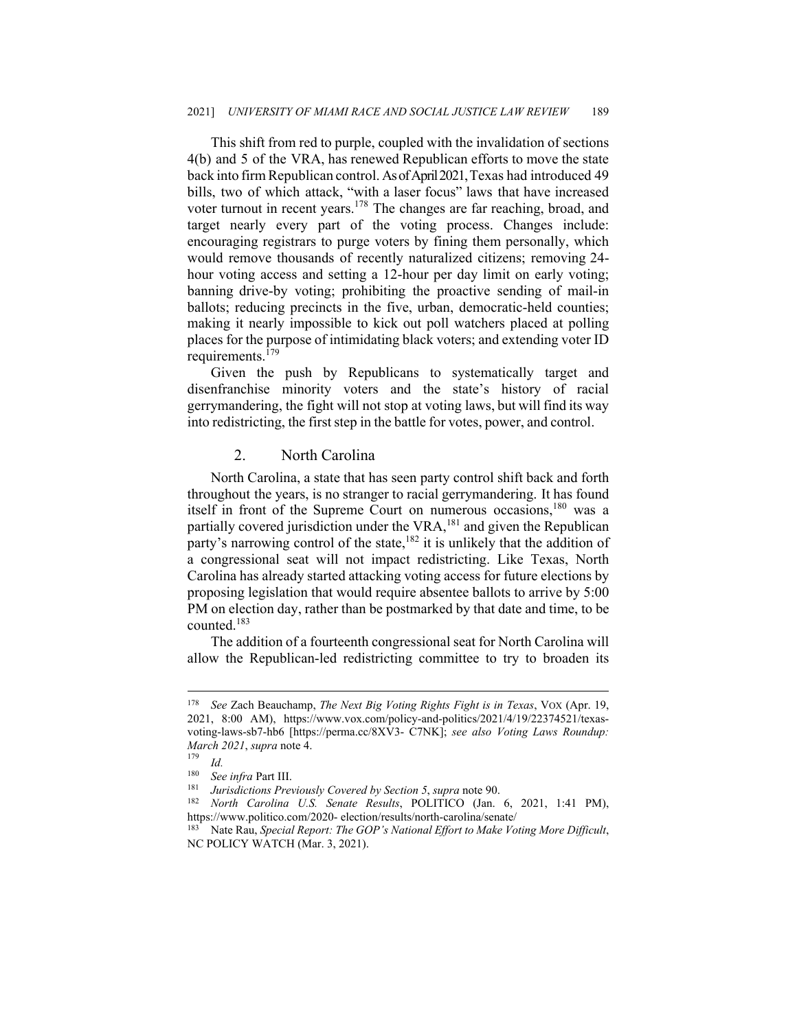This shift from red to purple, coupled with the invalidation of sections 4(b) and 5 of the VRA, has renewed Republican efforts to move the state back into firm Republican control. As of April 2021, Texas had introduced 49 bills, two of which attack, "with a laser focus" laws that have increased voter turnout in recent years.[178] The changes are far reaching, broad, and target nearly every part of the voting process. Changes include: encouraging registrars to purge voters by fining them personally, which would remove thousands of recently naturalized citizens; removing 24-hour voting access and setting a 12-hour per day limit on early voting; banning drive-by voting; prohibiting the proactive sending of mail-in ballots; reducing precincts in the five, urban, democratic-held counties; making it nearly impossible to kick out poll watchers placed at polling places for the purpose of intimidating black voters; and extending voter ID requirements.[179]

Given the push by Republicans to systematically target and disenfranchise minority voters and the state's history of racial gerrymandering, the fight will not stop at voting laws, but will find its way into redistricting, the first step in the battle for votes, power, and control.

### 2. North Carolina

North Carolina, a state that has seen party control shift back and forth throughout the years, is no stranger to racial gerrymandering. It has found itself in front of the Supreme Court on numerous occasions,[180] was a partially covered jurisdiction under the VRA,[181] and given the Republican party's narrowing control of the state,[182] it is unlikely that the addition of a congressional seat will not impact redistricting. Like Texas, North Carolina has already started attacking voting access for future elections by proposing legislation that would require absentee ballots to arrive by 5:00 PM on election day, rather than be postmarked by that date and time, to be counted.[183]

The addition of a fourteenth congressional seat for North Carolina will allow the Republican-led redistricting committee to try to broaden its

---

[178] *See* Zach Beauchamp, *The Next Big Voting Rights Fight is in Texas*, VOX (Apr. 19, 2021, 8:00 AM), https://www.vox.com/policy-and-politics/2021/4/19/22374521/texas-voting-laws-sb7-hb6 [https://perma.cc/8XV3- C7NK]; *see also Voting Laws Roundup: March 2021*, *supra* note 4.

[179] *Id.*

[180] *See infra* Part III.

[181] *Jurisdictions Previously Covered by Section 5*, *supra* note 90.

[182] *North Carolina U.S. Senate Results*, POLITICO (Jan. 6, 2021, 1:41 PM), https://www.politico.com/2020- election/results/north-carolina/senate/

[183] Nate Rau, *Special Report: The GOP's National Effort to Make Voting More Difficult*, NC POLICY WATCH (Mar. 3, 2021).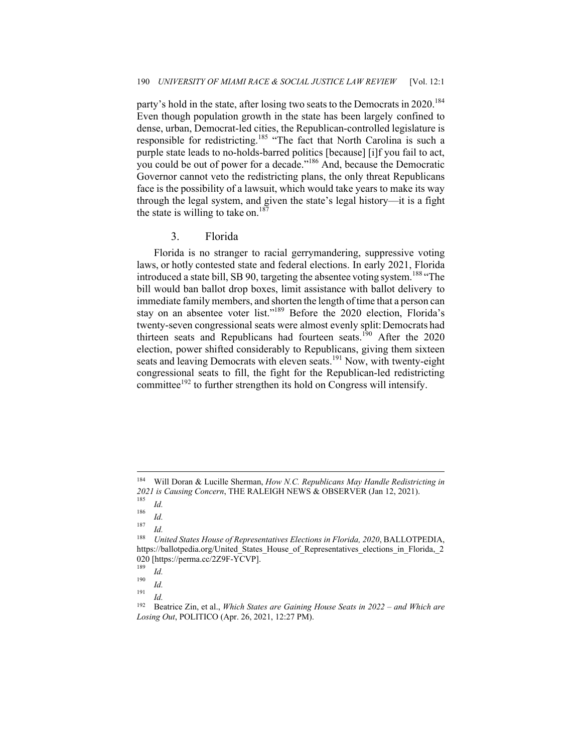party's hold in the state, after losing two seats to the Democrats in 2020.[184] Even though population growth in the state has been largely confined to dense, urban, Democrat-led cities, the Republican-controlled legislature is responsible for redistricting.[185] "The fact that North Carolina is such a purple state leads to no-holds-barred politics [because] [i]f you fail to act, you could be out of power for a decade."[186] And, because the Democratic Governor cannot veto the redistricting plans, the only threat Republicans face is the possibility of a lawsuit, which would take years to make its way through the legal system, and given the state's legal history—it is a fight the state is willing to take on.[187]

### 3. Florida

Florida is no stranger to racial gerrymandering, suppressive voting laws, or hotly contested state and federal elections. In early 2021, Florida introduced a state bill, SB 90, targeting the absentee voting system.[188] "The bill would ban ballot drop boxes, limit assistance with ballot delivery to immediate family members, and shorten the length of time that a person can stay on an absentee voter list."[189] Before the 2020 election, Florida's twenty-seven congressional seats were almost evenly split: Democrats had thirteen seats and Republicans had fourteen seats.[190] After the 2020 election, power shifted considerably to Republicans, giving them sixteen seats and leaving Democrats with eleven seats.[191] Now, with twenty-eight congressional seats to fill, the fight for the Republican-led redistricting committee[192] to further strengthen its hold on Congress will intensify.

---

[184] Will Doran & Lucille Sherman, *How N.C. Republicans May Handle Redistricting in 2021 is Causing Concern*, THE RALEIGH NEWS & OBSERVER (Jan 12, 2021).

[185] *Id.*

[186] *Id.*

[187] *Id.*

[188] *United States House of Representatives Elections in Florida, 2020*, BALLOTPEDIA, https://ballotpedia.org/United_States_House_of_Representatives_elections_in_Florida,_2020 [https://perma.cc/2Z9F-YCVP].

[189] *Id.*

[190] *Id.*

[191] *Id.*

[192] Beatrice Zin, et al., *Which States are Gaining House Seats in 2022 – and Which are Losing Out*, POLITICO (Apr. 26, 2021, 12:27 PM).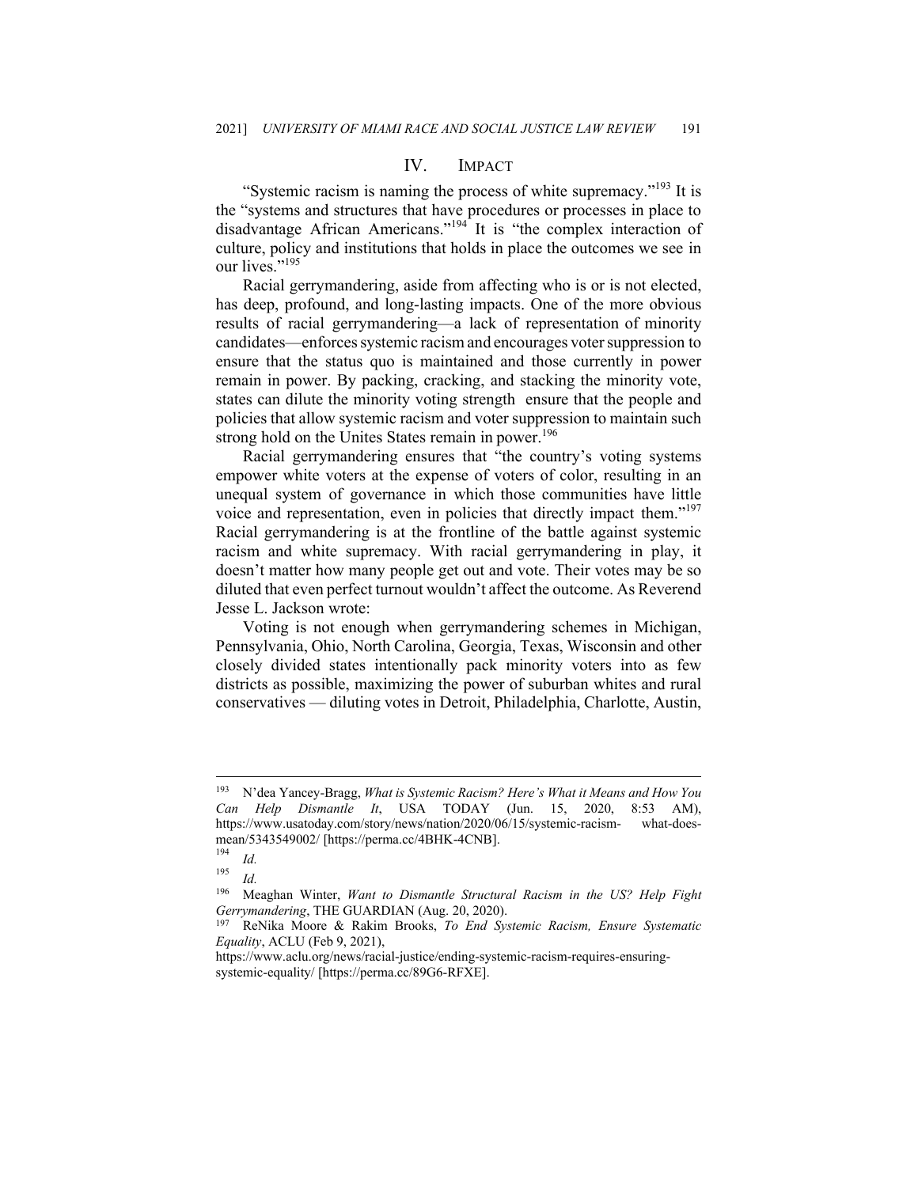## IV. IMPACT

"Systemic racism is naming the process of white supremacy."[193] It is the "systems and structures that have procedures or processes in place to disadvantage African Americans."[194] It is "the complex interaction of culture, policy and institutions that holds in place the outcomes we see in our lives."[195]

Racial gerrymandering, aside from affecting who is or is not elected, has deep, profound, and long-lasting impacts. One of the more obvious results of racial gerrymandering—a lack of representation of minority candidates—enforces systemic racism and encourages voter suppression to ensure that the status quo is maintained and those currently in power remain in power. By packing, cracking, and stacking the minority vote, states can dilute the minority voting strength ensure that the people and policies that allow systemic racism and voter suppression to maintain such strong hold on the Unites States remain in power.[196]

Racial gerrymandering ensures that "the country's voting systems empower white voters at the expense of voters of color, resulting in an unequal system of governance in which those communities have little voice and representation, even in policies that directly impact them."[197] Racial gerrymandering is at the frontline of the battle against systemic racism and white supremacy. With racial gerrymandering in play, it doesn't matter how many people get out and vote. Their votes may be so diluted that even perfect turnout wouldn't affect the outcome. As Reverend Jesse L. Jackson wrote:

Voting is not enough when gerrymandering schemes in Michigan, Pennsylvania, Ohio, North Carolina, Georgia, Texas, Wisconsin and other closely divided states intentionally pack minority voters into as few districts as possible, maximizing the power of suburban whites and rural conservatives — diluting votes in Detroit, Philadelphia, Charlotte, Austin,

---

193 N'dea Yancey-Bragg, *What is Systemic Racism? Here's What it Means and How You Can Help Dismantle It*, USA TODAY (Jun. 15, 2020, 8:53 AM), https://www.usatoday.com/story/news/nation/2020/06/15/systemic-racism- what-does-mean/5343549002/ [https://perma.cc/4BHK-4CNB].

194 *Id.*

195 *Id.*

196 Meaghan Winter, *Want to Dismantle Structural Racism in the US? Help Fight Gerrymandering*, THE GUARDIAN (Aug. 20, 2020).

197 ReNika Moore & Rakim Brooks, *To End Systemic Racism, Ensure Systematic Equality*, ACLU (Feb 9, 2021), https://www.aclu.org/news/racial-justice/ending-systemic-racism-requires-ensuring-systemic-equality/ [https://perma.cc/89G6-RFXE].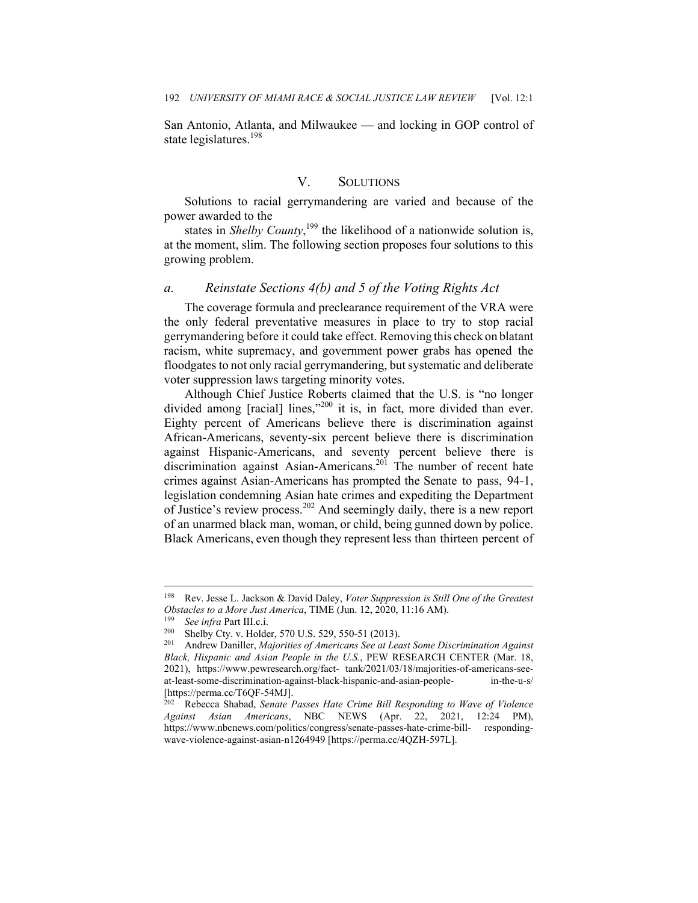San Antonio, Atlanta, and Milwaukee — and locking in GOP control of state legislatures.[198]

## V. SOLUTIONS

Solutions to racial gerrymandering are varied and because of the power awarded to the

states in *Shelby County*,[199] the likelihood of a nationwide solution is, at the moment, slim. The following section proposes four solutions to this growing problem.

### *a. Reinstate Sections 4(b) and 5 of the Voting Rights Act*

The coverage formula and preclearance requirement of the VRA were the only federal preventative measures in place to try to stop racial gerrymandering before it could take effect. Removing this check on blatant racism, white supremacy, and government power grabs has opened the floodgates to not only racial gerrymandering, but systematic and deliberate voter suppression laws targeting minority votes.

Although Chief Justice Roberts claimed that the U.S. is "no longer divided among [racial] lines,"[200] it is, in fact, more divided than ever. Eighty percent of Americans believe there is discrimination against African-Americans, seventy-six percent believe there is discrimination against Hispanic-Americans, and seventy percent believe there is discrimination against Asian-Americans.[201] The number of recent hate crimes against Asian-Americans has prompted the Senate to pass, 94-1, legislation condemning Asian hate crimes and expediting the Department of Justice's review process.[202] And seemingly daily, there is a new report of an unarmed black man, woman, or child, being gunned down by police. Black Americans, even though they represent less than thirteen percent of

---

[198] Rev. Jesse L. Jackson & David Daley, *Voter Suppression is Still One of the Greatest Obstacles to a More Just America*, TIME (Jun. 12, 2020, 11:16 AM).

[199] *See infra* Part III.c.i.

[200] Shelby Cty. v. Holder, 570 U.S. 529, 550-51 (2013).

[201] Andrew Daniller, *Majorities of Americans See at Least Some Discrimination Against Black, Hispanic and Asian People in the U.S.*, PEW RESEARCH CENTER (Mar. 18, 2021), https://www.pewresearch.org/fact- tank/2021/03/18/majorities-of-americans-see-at-least-some-discrimination-against-black-hispanic-and-asian-people- in-the-u-s/ [https://perma.cc/T6QF-54MJ].

[202] Rebecca Shabad, *Senate Passes Hate Crime Bill Responding to Wave of Violence Against Asian Americans*, NBC NEWS (Apr. 22, 2021, 12:24 PM), https://www.nbcnews.com/politics/congress/senate-passes-hate-crime-bill- responding-wave-violence-against-asian-n1264949 [https://perma.cc/4QZH-597L].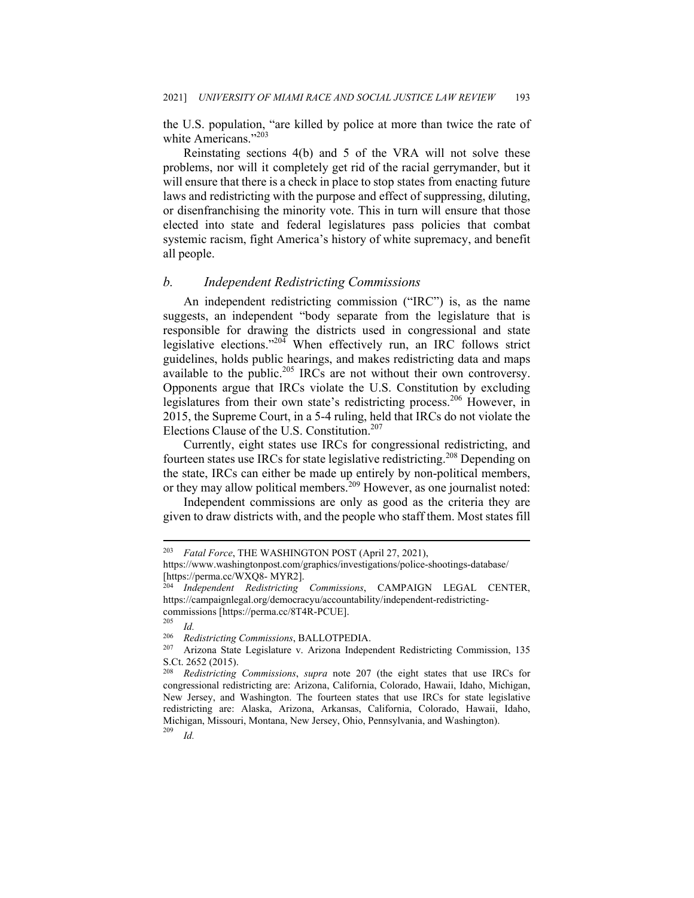the U.S. population, "are killed by police at more than twice the rate of white Americans."[203]

Reinstating sections 4(b) and 5 of the VRA will not solve these problems, nor will it completely get rid of the racial gerrymander, but it will ensure that there is a check in place to stop states from enacting future laws and redistricting with the purpose and effect of suppressing, diluting, or disenfranchising the minority vote. This in turn will ensure that those elected into state and federal legislatures pass policies that combat systemic racism, fight America's history of white supremacy, and benefit all people.

### *b. Independent Redistricting Commissions*

An independent redistricting commission ("IRC") is, as the name suggests, an independent "body separate from the legislature that is responsible for drawing the districts used in congressional and state legislative elections."[204] When effectively run, an IRC follows strict guidelines, holds public hearings, and makes redistricting data and maps available to the public.[205] IRCs are not without their own controversy. Opponents argue that IRCs violate the U.S. Constitution by excluding legislatures from their own state's redistricting process.[206] However, in 2015, the Supreme Court, in a 5-4 ruling, held that IRCs do not violate the Elections Clause of the U.S. Constitution.[207]

Currently, eight states use IRCs for congressional redistricting, and fourteen states use IRCs for state legislative redistricting.[208] Depending on the state, IRCs can either be made up entirely by non-political members, or they may allow political members.[209] However, as one journalist noted:

Independent commissions are only as good as the criteria they are given to draw districts with, and the people who staff them. Most states fill

---

[203] *Fatal Force*, THE WASHINGTON POST (April 27, 2021), https://www.washingtonpost.com/graphics/investigations/police-shootings-database/ [https://perma.cc/WXQ8- MYR2].

[204] *Independent Redistricting Commissions*, CAMPAIGN LEGAL CENTER, https://campaignlegal.org/democracyu/accountability/independent-redistricting-commissions [https://perma.cc/8T4R-PCUE].

[205] *Id.*

[206] *Redistricting Commissions*, BALLOTPEDIA.

[207] Arizona State Legislature v. Arizona Independent Redistricting Commission, 135 S.Ct. 2652 (2015).

[208] *Redistricting Commissions*, *supra* note 207 (the eight states that use IRCs for congressional redistricting are: Arizona, California, Colorado, Hawaii, Idaho, Michigan, New Jersey, and Washington. The fourteen states that use IRCs for state legislative redistricting are: Alaska, Arizona, Arkansas, California, Colorado, Hawaii, Idaho, Michigan, Missouri, Montana, New Jersey, Ohio, Pennsylvania, and Washington).

[209] *Id.*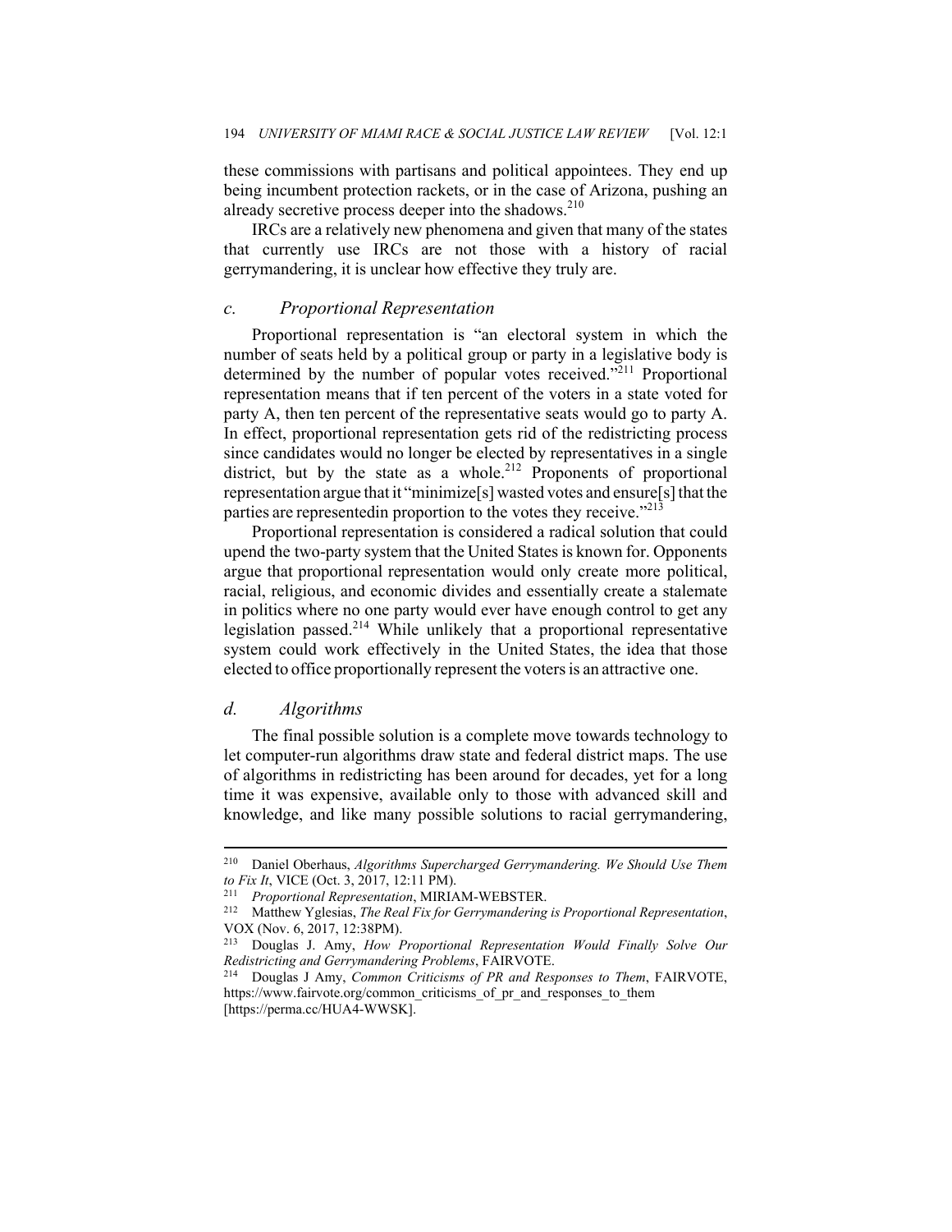these commissions with partisans and political appointees. They end up being incumbent protection rackets, or in the case of Arizona, pushing an already secretive process deeper into the shadows.[210]

IRCs are a relatively new phenomena and given that many of the states that currently use IRCs are not those with a history of racial gerrymandering, it is unclear how effective they truly are.

### *c. Proportional Representation*

Proportional representation is "an electoral system in which the number of seats held by a political group or party in a legislative body is determined by the number of popular votes received."[211] Proportional representation means that if ten percent of the voters in a state voted for party A, then ten percent of the representative seats would go to party A. In effect, proportional representation gets rid of the redistricting process since candidates would no longer be elected by representatives in a single district, but by the state as a whole.[212] Proponents of proportional representation argue that it "minimize[s] wasted votes and ensure[s] that the parties are representedin proportion to the votes they receive."[213]

Proportional representation is considered a radical solution that could upend the two-party system that the United States is known for. Opponents argue that proportional representation would only create more political, racial, religious, and economic divides and essentially create a stalemate in politics where no one party would ever have enough control to get any legislation passed.[214] While unlikely that a proportional representative system could work effectively in the United States, the idea that those elected to office proportionally represent the voters is an attractive one.

### *d. Algorithms*

The final possible solution is a complete move towards technology to let computer-run algorithms draw state and federal district maps. The use of algorithms in redistricting has been around for decades, yet for a long time it was expensive, available only to those with advanced skill and knowledge, and like many possible solutions to racial gerrymandering,

---

[210] Daniel Oberhaus, *Algorithms Supercharged Gerrymandering. We Should Use Them to Fix It*, VICE (Oct. 3, 2017, 12:11 PM).

[211] *Proportional Representation*, MIRIAM-WEBSTER.

[212] Matthew Yglesias, *The Real Fix for Gerrymandering is Proportional Representation*, VOX (Nov. 6, 2017, 12:38PM).

[213] Douglas J. Amy, *How Proportional Representation Would Finally Solve Our Redistricting and Gerrymandering Problems*, FAIRVOTE.

[214] Douglas J Amy, *Common Criticisms of PR and Responses to Them*, FAIRVOTE, https://www.fairvote.org/common_criticisms_of_pr_and_responses_to_them [https://perma.cc/HUA4-WWSK].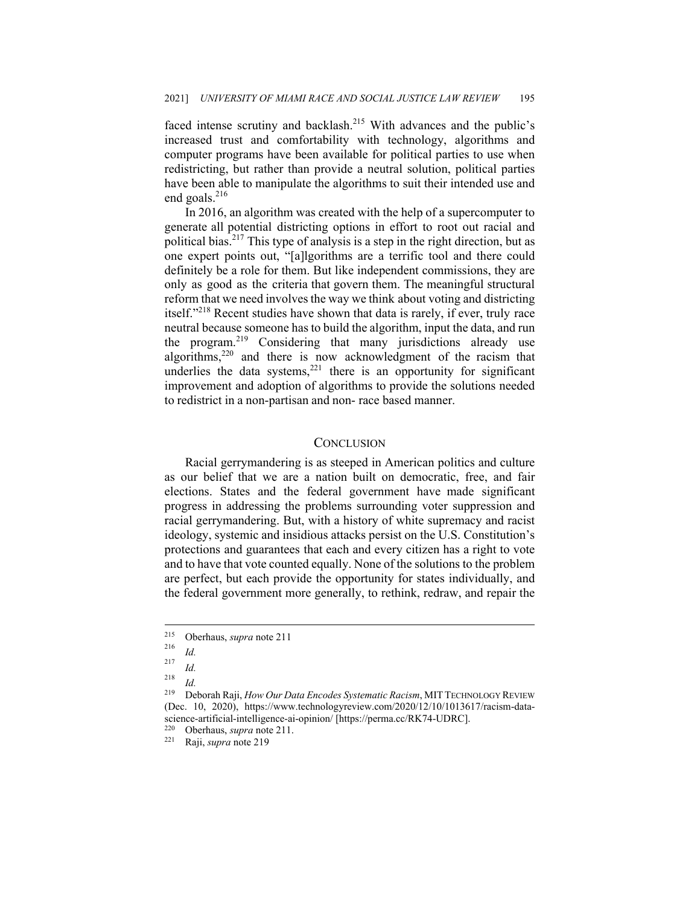faced intense scrutiny and backlash.[215] With advances and the public's increased trust and comfortability with technology, algorithms and computer programs have been available for political parties to use when redistricting, but rather than provide a neutral solution, political parties have been able to manipulate the algorithms to suit their intended use and end goals.[216]

In 2016, an algorithm was created with the help of a supercomputer to generate all potential districting options in effort to root out racial and political bias.[217] This type of analysis is a step in the right direction, but as one expert points out, "[a]lgorithms are a terrific tool and there could definitely be a role for them. But like independent commissions, they are only as good as the criteria that govern them. The meaningful structural reform that we need involves the way we think about voting and districting itself."[218] Recent studies have shown that data is rarely, if ever, truly race neutral because someone has to build the algorithm, input the data, and run the program.[219] Considering that many jurisdictions already use algorithms,[220] and there is now acknowledgment of the racism that underlies the data systems,[221] there is an opportunity for significant improvement and adoption of algorithms to provide the solutions needed to redistrict in a non-partisan and non- race based manner.

## CONCLUSION

Racial gerrymandering is as steeped in American politics and culture as our belief that we are a nation built on democratic, free, and fair elections. States and the federal government have made significant progress in addressing the problems surrounding voter suppression and racial gerrymandering. But, with a history of white supremacy and racist ideology, systemic and insidious attacks persist on the U.S. Constitution's protections and guarantees that each and every citizen has a right to vote and to have that vote counted equally. None of the solutions to the problem are perfect, but each provide the opportunity for states individually, and the federal government more generally, to rethink, redraw, and repair the

---

[215] Oberhaus, *supra* note 211

[216] *Id.*

[217] *Id.*

[218] *Id.*

[219] Deborah Raji, *How Our Data Encodes Systematic Racism*, MIT TECHNOLOGY REVIEW (Dec. 10, 2020), https://www.technologyreview.com/2020/12/10/1013617/racism-data-science-artificial-intelligence-ai-opinion/ [https://perma.cc/RK74-UDRC].

[220] Oberhaus, *supra* note 211.

[221] Raji, *supra* note 219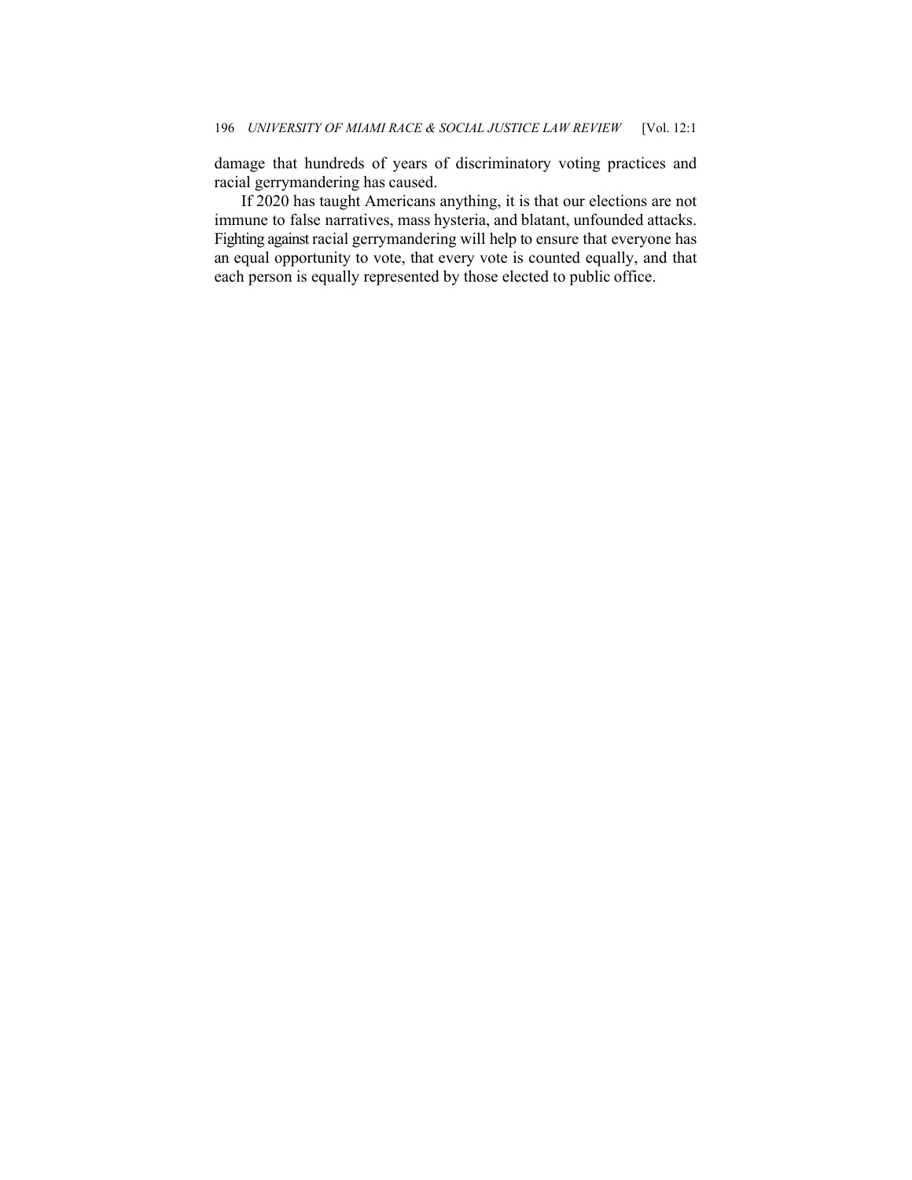damage that hundreds of years of discriminatory voting practices and racial gerrymandering has caused.

If 2020 has taught Americans anything, it is that our elections are not immune to false narratives, mass hysteria, and blatant, unfounded attacks. Fighting against racial gerrymandering will help to ensure that everyone has an equal opportunity to vote, that every vote is counted equally, and that each person is equally represented by those elected to public office.